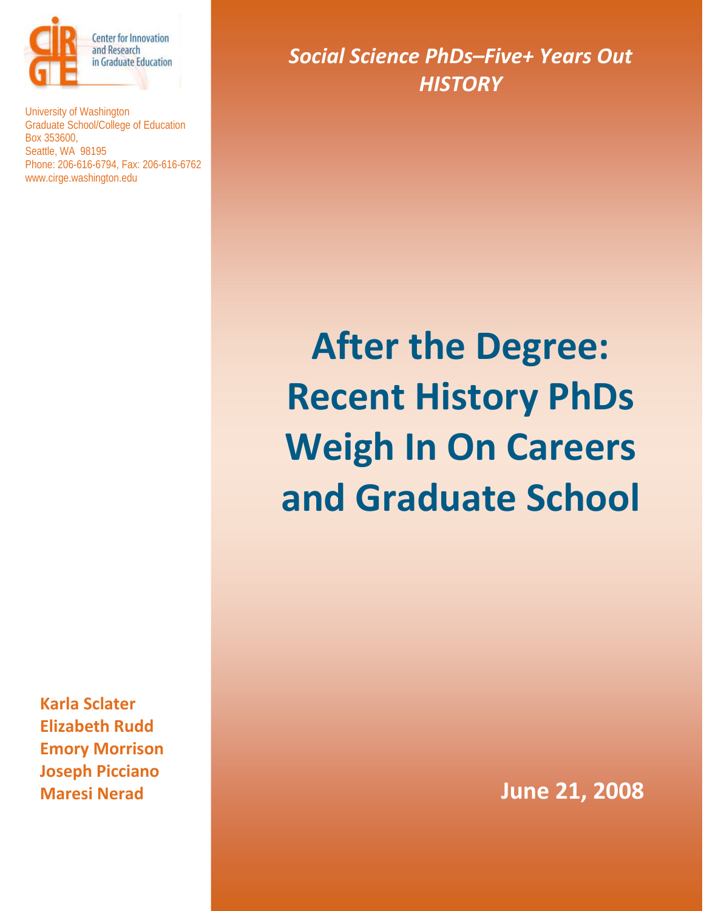Center for Innovation and Research in Graduate Education

University of Washington
Graduate School/College of Education
Box 353600,
Seattle, WA 98195
Phone: 206-616-6794, Fax: 206-616-6762
www.cirge.washington.edu

***Social Science PhDs–Five+ Years Out***
***HISTORY***

# After the Degree: Recent History PhDs Weigh In On Careers and Graduate School

**Karla Sclater**
**Elizabeth Rudd**
**Emory Morrison**
**Joseph Picciano**
**Maresi Nerad**

**June 21, 2008**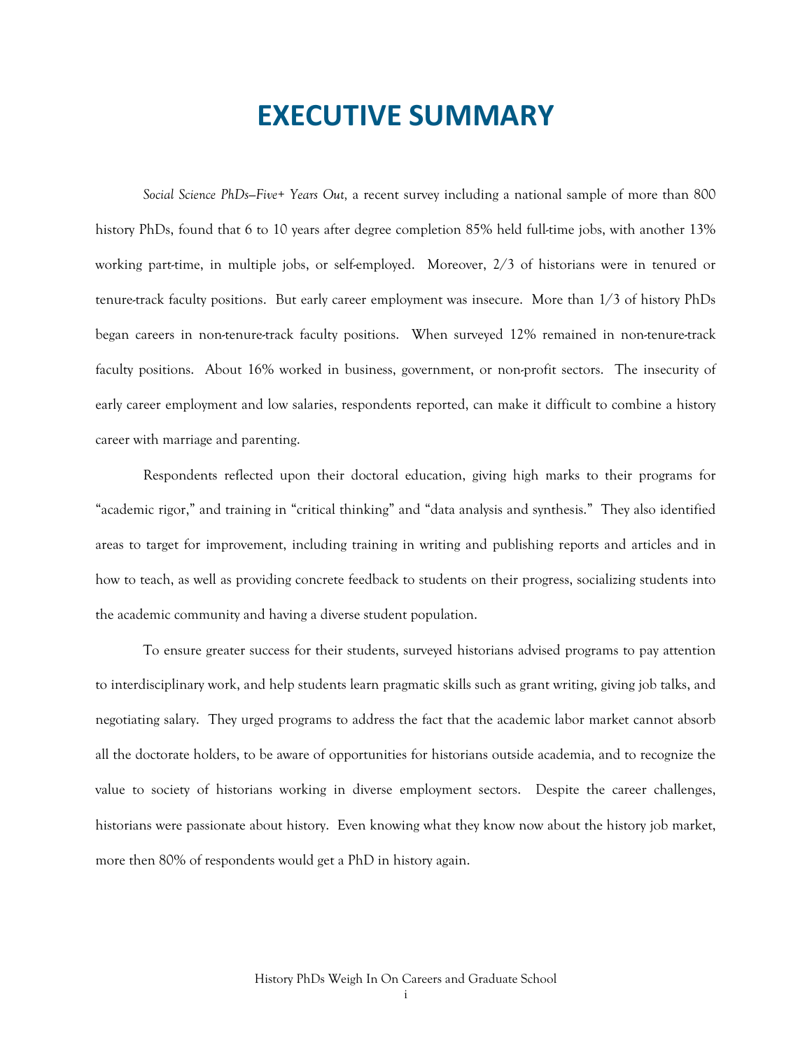# EXECUTIVE SUMMARY

*Social Science PhDs–Five+ Years Out,* a recent survey including a national sample of more than 800 history PhDs, found that 6 to 10 years after degree completion 85% held full-time jobs, with another 13% working part-time, in multiple jobs, or self-employed. Moreover, 2/3 of historians were in tenured or tenure-track faculty positions. But early career employment was insecure. More than 1/3 of history PhDs began careers in non-tenure-track faculty positions. When surveyed 12% remained in non-tenure-track faculty positions. About 16% worked in business, government, or non-profit sectors. The insecurity of early career employment and low salaries, respondents reported, can make it difficult to combine a history career with marriage and parenting.

Respondents reflected upon their doctoral education, giving high marks to their programs for "academic rigor," and training in "critical thinking" and "data analysis and synthesis." They also identified areas to target for improvement, including training in writing and publishing reports and articles and in how to teach, as well as providing concrete feedback to students on their progress, socializing students into the academic community and having a diverse student population.

To ensure greater success for their students, surveyed historians advised programs to pay attention to interdisciplinary work, and help students learn pragmatic skills such as grant writing, giving job talks, and negotiating salary. They urged programs to address the fact that the academic labor market cannot absorb all the doctorate holders, to be aware of opportunities for historians outside academia, and to recognize the value to society of historians working in diverse employment sectors. Despite the career challenges, historians were passionate about history. Even knowing what they know now about the history job market, more then 80% of respondents would get a PhD in history again.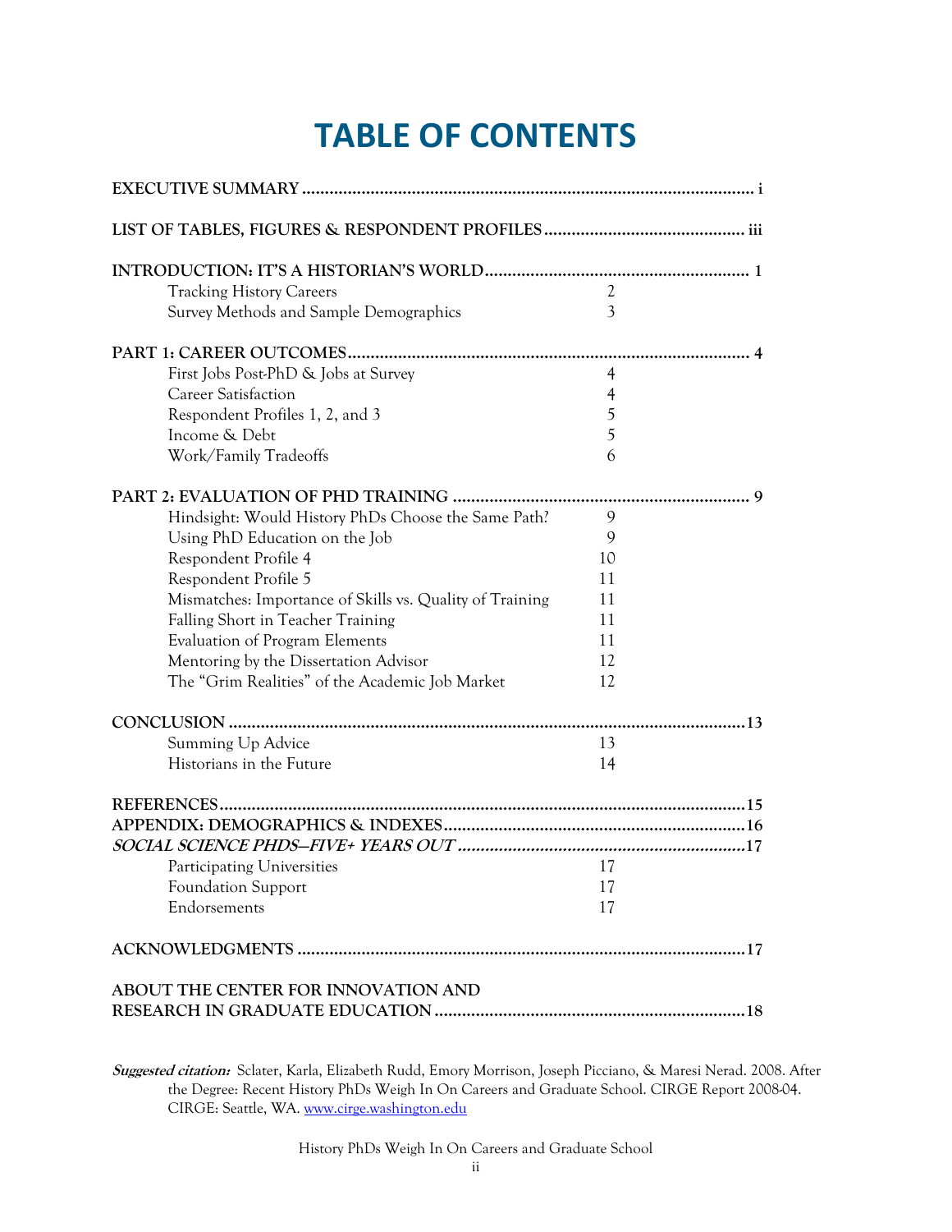# TABLE OF CONTENTS

| | |
|---|---|
| **EXECUTIVE SUMMARY** | **i** |
| **LIST OF TABLES, FIGURES & RESPONDENT PROFILES** | **iii** |
| **INTRODUCTION: IT'S A HISTORIAN'S WORLD** | **1** |
| Tracking History Careers | 2 |
| Survey Methods and Sample Demographics | 3 |
| **PART 1: CAREER OUTCOMES** | **4** |
| First Jobs Post-PhD & Jobs at Survey | 4 |
| Career Satisfaction | 4 |
| Respondent Profiles 1, 2, and 3 | 5 |
| Income & Debt | 5 |
| Work/Family Tradeoffs | 6 |
| **PART 2: EVALUATION OF PHD TRAINING** | **9** |
| Hindsight: Would History PhDs Choose the Same Path? | 9 |
| Using PhD Education on the Job | 9 |
| Respondent Profile 4 | 10 |
| Respondent Profile 5 | 11 |
| Mismatches: Importance of Skills vs. Quality of Training | 11 |
| Falling Short in Teacher Training | 11 |
| Evaluation of Program Elements | 11 |
| Mentoring by the Dissertation Advisor | 12 |
| The "Grim Realities" of the Academic Job Market | 12 |
| **CONCLUSION** | **13** |
| Summing Up Advice | 13 |
| Historians in the Future | 14 |
| **REFERENCES** | **15** |
| **APPENDIX: DEMOGRAPHICS & INDEXES** | **16** |
| ***SOCIAL SCIENCE PHDS—FIVE+ YEARS OUT*** | **17** |
| Participating Universities | 17 |
| Foundation Support | 17 |
| Endorsements | 17 |
| **ACKNOWLEDGMENTS** | **17** |
| **ABOUT THE CENTER FOR INNOVATION AND RESEARCH IN GRADUATE EDUCATION** | **18** |

***Suggested citation:*** Sclater, Karla, Elizabeth Rudd, Emory Morrison, Joseph Picciano, & Maresi Nerad. 2008. After the Degree: Recent History PhDs Weigh In On Careers and Graduate School. CIRGE Report 2008-04. CIRGE: Seattle, WA. www.cirge.washington.edu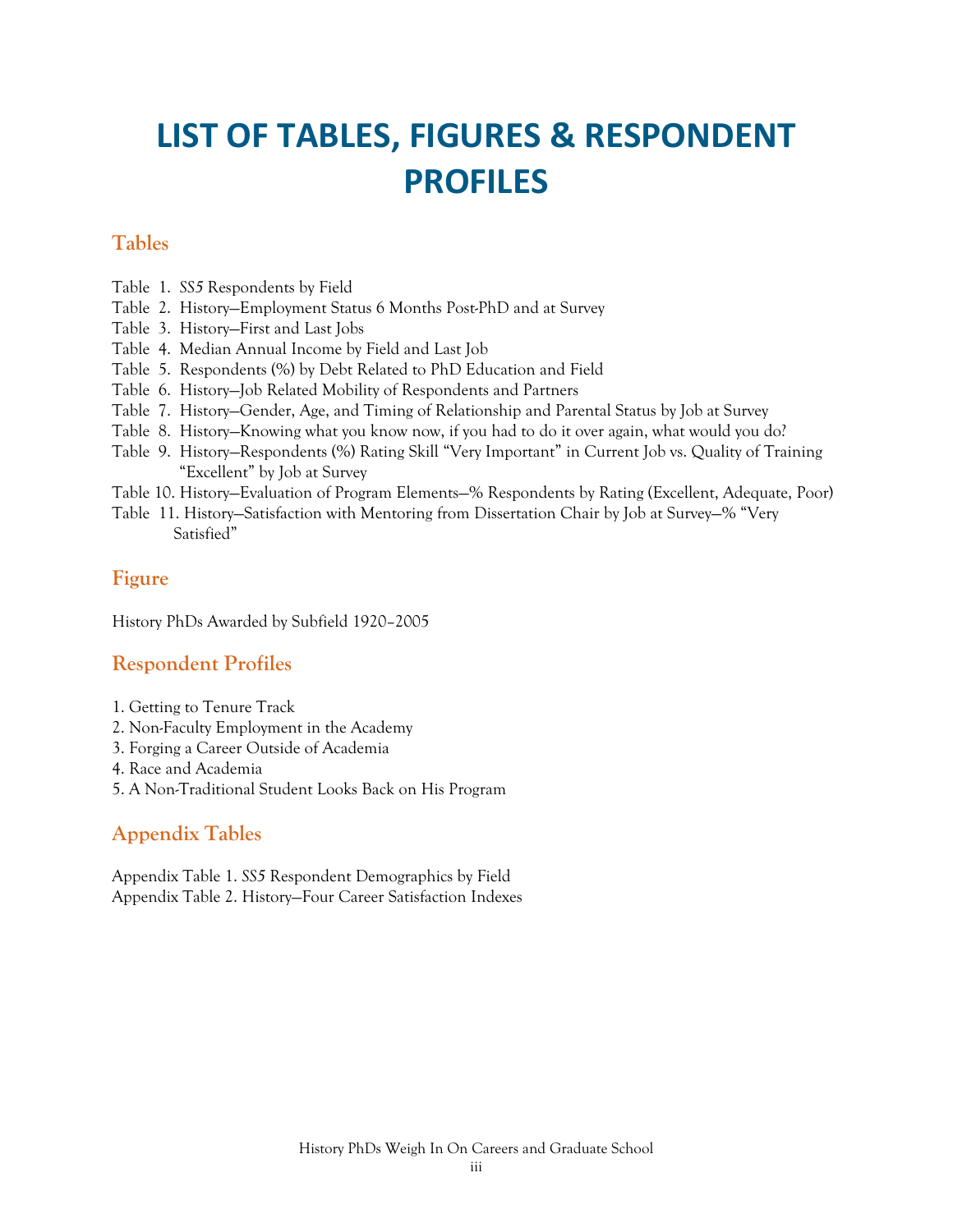# LIST OF TABLES, FIGURES & RESPONDENT PROFILES

## Tables

Table 1. *SS5* Respondents by Field
Table 2. History—Employment Status 6 Months Post-PhD and at Survey
Table 3. History—First and Last Jobs
Table 4. Median Annual Income by Field and Last Job
Table 5. Respondents (%) by Debt Related to PhD Education and Field
Table 6. History—Job Related Mobility of Respondents and Partners
Table 7. History—Gender, Age, and Timing of Relationship and Parental Status by Job at Survey
Table 8. History—Knowing what you know now, if you had to do it over again, what would you do?
Table 9. History—Respondents (%) Rating Skill "Very Important" in Current Job vs. Quality of Training "Excellent" by Job at Survey
Table 10. History—Evaluation of Program Elements—% Respondents by Rating (Excellent, Adequate, Poor)
Table 11. History—Satisfaction with Mentoring from Dissertation Chair by Job at Survey—% "Very Satisfied"

## Figure

History PhDs Awarded by Subfield 1920–2005

## Respondent Profiles

1. Getting to Tenure Track
2. Non-Faculty Employment in the Academy
3. Forging a Career Outside of Academia
4. Race and Academia
5. A Non-Traditional Student Looks Back on His Program

## Appendix Tables

Appendix Table 1. *SS5* Respondent Demographics by Field
Appendix Table 2. History—Four Career Satisfaction Indexes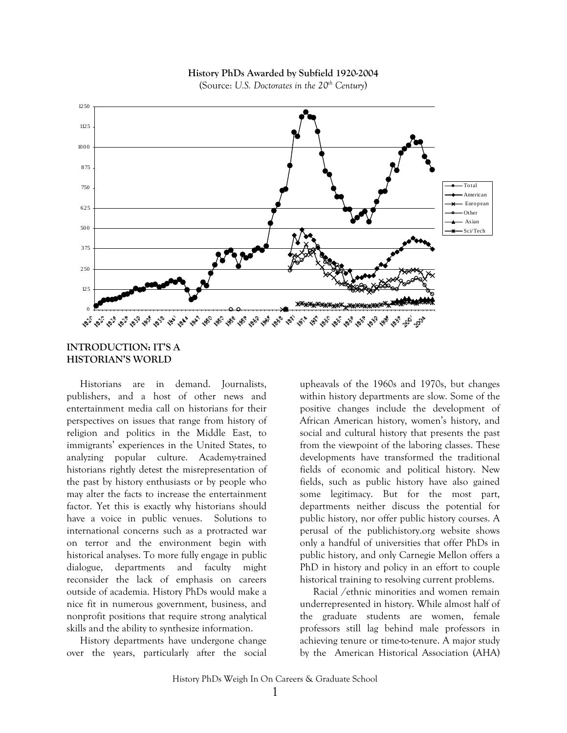**History PhDs Awarded by Subfield 1920-2004**

(Source: *U.S. Doctorates in the 20th Century*)

## INTRODUCTION: IT'S A HISTORIAN'S WORLD

Historians are in demand. Journalists, publishers, and a host of other news and entertainment media call on historians for their perspectives on issues that range from history of religion and politics in the Middle East, to immigrants' experiences in the United States, to analyzing popular culture. Academy-trained historians rightly detest the misrepresentation of the past by history enthusiasts or by people who may alter the facts to increase the entertainment factor. Yet this is exactly why historians should have a voice in public venues. Solutions to international concerns such as a protracted war on terror and the environment begin with historical analyses. To more fully engage in public dialogue, departments and faculty might reconsider the lack of emphasis on careers outside of academia. History PhDs would make a nice fit in numerous government, business, and nonprofit positions that require strong analytical skills and the ability to synthesize information.

History departments have undergone change over the years, particularly after the social upheavals of the 1960s and 1970s, but changes within history departments are slow. Some of the positive changes include the development of African American history, women's history, and social and cultural history that presents the past from the viewpoint of the laboring classes. These developments have transformed the traditional fields of economic and political history. New fields, such as public history have also gained some legitimacy. But for the most part, departments neither discuss the potential for public history, nor offer public history courses. A perusal of the publichistory.org website shows only a handful of universities that offer PhDs in public history, and only Carnegie Mellon offers a PhD in history and policy in an effort to couple historical training to resolving current problems.

Racial /ethnic minorities and women remain underrepresented in history. While almost half of the graduate students are women, female professors still lag behind male professors in achieving tenure or time-to-tenure. A major study by the American Historical Association (AHA)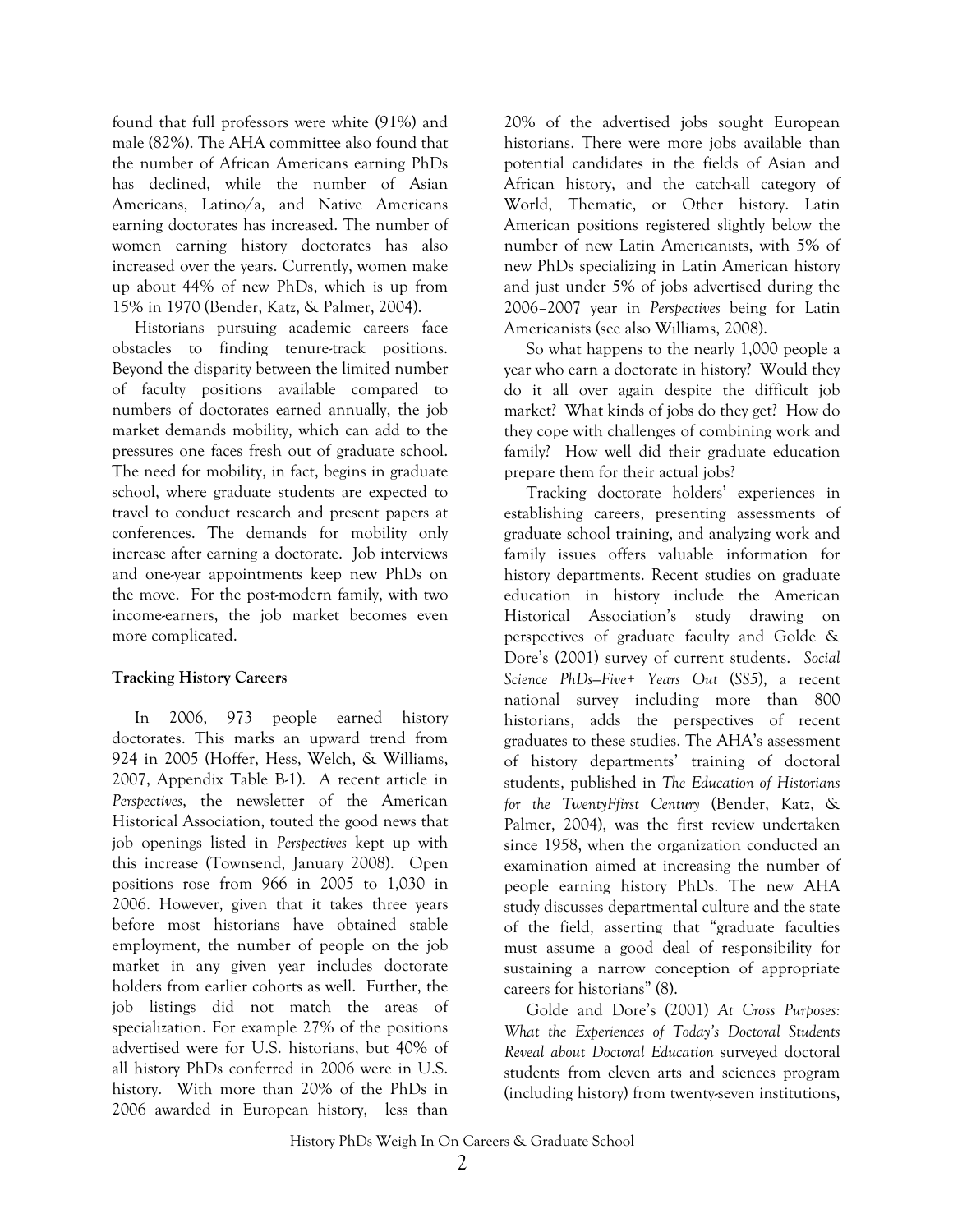found that full professors were white (91%) and male (82%). The AHA committee also found that the number of African Americans earning PhDs has declined, while the number of Asian Americans, Latino/a, and Native Americans earning doctorates has increased. The number of women earning history doctorates has also increased over the years. Currently, women make up about 44% of new PhDs, which is up from 15% in 1970 (Bender, Katz, & Palmer, 2004).

Historians pursuing academic careers face obstacles to finding tenure-track positions. Beyond the disparity between the limited number of faculty positions available compared to numbers of doctorates earned annually, the job market demands mobility, which can add to the pressures one faces fresh out of graduate school. The need for mobility, in fact, begins in graduate school, where graduate students are expected to travel to conduct research and present papers at conferences. The demands for mobility only increase after earning a doctorate. Job interviews and one-year appointments keep new PhDs on the move. For the post-modern family, with two income-earners, the job market becomes even more complicated.

**Tracking History Careers**

In 2006, 973 people earned history doctorates. This marks an upward trend from 924 in 2005 (Hoffer, Hess, Welch, & Williams, 2007, Appendix Table B-1). A recent article in *Perspectives*, the newsletter of the American Historical Association, touted the good news that job openings listed in *Perspectives* kept up with this increase (Townsend, January 2008). Open positions rose from 966 in 2005 to 1,030 in 2006. However, given that it takes three years before most historians have obtained stable employment, the number of people on the job market in any given year includes doctorate holders from earlier cohorts as well. Further, the job listings did not match the areas of specialization. For example 27% of the positions advertised were for U.S. historians, but 40% of all history PhDs conferred in 2006 were in U.S. history. With more than 20% of the PhDs in 2006 awarded in European history, less than 20% of the advertised jobs sought European historians. There were more jobs available than potential candidates in the fields of Asian and African history, and the catch-all category of World, Thematic, or Other history. Latin American positions registered slightly below the number of new Latin Americanists, with 5% of new PhDs specializing in Latin American history and just under 5% of jobs advertised during the 2006–2007 year in *Perspectives* being for Latin Americanists (see also Williams, 2008).

So what happens to the nearly 1,000 people a year who earn a doctorate in history? Would they do it all over again despite the difficult job market? What kinds of jobs do they get? How do they cope with challenges of combining work and family? How well did their graduate education prepare them for their actual jobs?

Tracking doctorate holders' experiences in establishing careers, presenting assessments of graduate school training, and analyzing work and family issues offers valuable information for history departments. Recent studies on graduate education in history include the American Historical Association's study drawing on perspectives of graduate faculty and Golde & Dore's (2001) survey of current students. *Social Science PhDs—Five+ Years Out* (*SS5*), a recent national survey including more than 800 historians, adds the perspectives of recent graduates to these studies. The AHA's assessment of history departments' training of doctoral students, published in *The Education of Historians for the TwentyFfirst Century* (Bender, Katz, & Palmer, 2004), was the first review undertaken since 1958, when the organization conducted an examination aimed at increasing the number of people earning history PhDs. The new AHA study discusses departmental culture and the state of the field, asserting that "graduate faculties must assume a good deal of responsibility for sustaining a narrow conception of appropriate careers for historians" (8).

Golde and Dore's (2001) *At Cross Purposes: What the Experiences of Today's Doctoral Students Reveal about Doctoral Education* surveyed doctoral students from eleven arts and sciences program (including history) from twenty-seven institutions,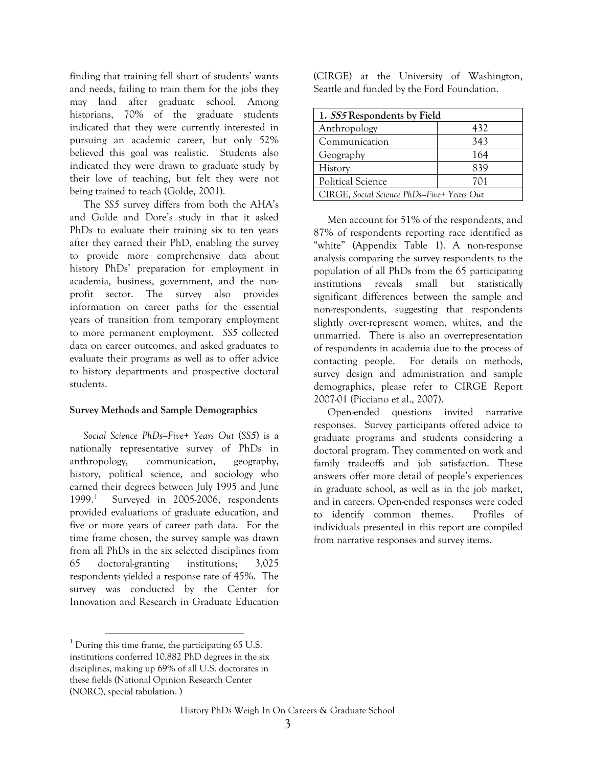finding that training fell short of students' wants and needs, failing to train them for the jobs they may land after graduate school. Among historians, 70% of the graduate students indicated that they were currently interested in pursuing an academic career, but only 52% believed this goal was realistic. Students also indicated they were drawn to graduate study by their love of teaching, but felt they were not being trained to teach (Golde, 2001).

The *SS5* survey differs from both the AHA's and Golde and Dore's study in that it asked PhDs to evaluate their training six to ten years after they earned their PhD, enabling the survey to provide more comprehensive data about history PhDs' preparation for employment in academia, business, government, and the non-profit sector. The survey also provides information on career paths for the essential years of transition from temporary employment to more permanent employment. *SS5* collected data on career outcomes, and asked graduates to evaluate their programs as well as to offer advice to history departments and prospective doctoral students.

**Survey Methods and Sample Demographics**

*Social Science PhDs—Five+ Years Out* (*SS5*) is a nationally representative survey of PhDs in anthropology, communication, geography, history, political science, and sociology who earned their degrees between July 1995 and June 1999.[1] Surveyed in 2005-2006, respondents provided evaluations of graduate education, and five or more years of career path data. For the time frame chosen, the survey sample was drawn from all PhDs in the six selected disciplines from 65 doctoral-granting institutions; 3,025 respondents yielded a response rate of 45%. The survey was conducted by the Center for Innovation and Research in Graduate Education (CIRGE) at the University of Washington, Seattle and funded by the Ford Foundation.

| **1. *SS5* Respondents by Field** | |
|---|---|
| Anthropology | 432 |
| Communication | 343 |
| Geography | 164 |
| History | 839 |
| Political Science | 701 |
| CIRGE, *Social Science PhDs—Five+ Years Out* | |

Men account for 51% of the respondents, and 87% of respondents reporting race identified as "white" (Appendix Table 1). A non-response analysis comparing the survey respondents to the population of all PhDs from the 65 participating institutions reveals small but statistically significant differences between the sample and non-respondents, suggesting that respondents slightly over-represent women, whites, and the unmarried. There is also an overrepresentation of respondents in academia due to the process of contacting people. For details on methods, survey design and administration and sample demographics, please refer to CIRGE Report 2007-01 (Picciano et al., 2007).

Open-ended questions invited narrative responses. Survey participants offered advice to graduate programs and students considering a doctoral program. They commented on work and family tradeoffs and job satisfaction. These answers offer more detail of people's experiences in graduate school, as well as in the job market, and in careers. Open-ended responses were coded to identify common themes. Profiles of individuals presented in this report are compiled from narrative responses and survey items.

[1] During this time frame, the participating 65 U.S. institutions conferred 10,882 PhD degrees in the six disciplines, making up 69% of all U.S. doctorates in these fields (National Opinion Research Center (NORC), special tabulation. )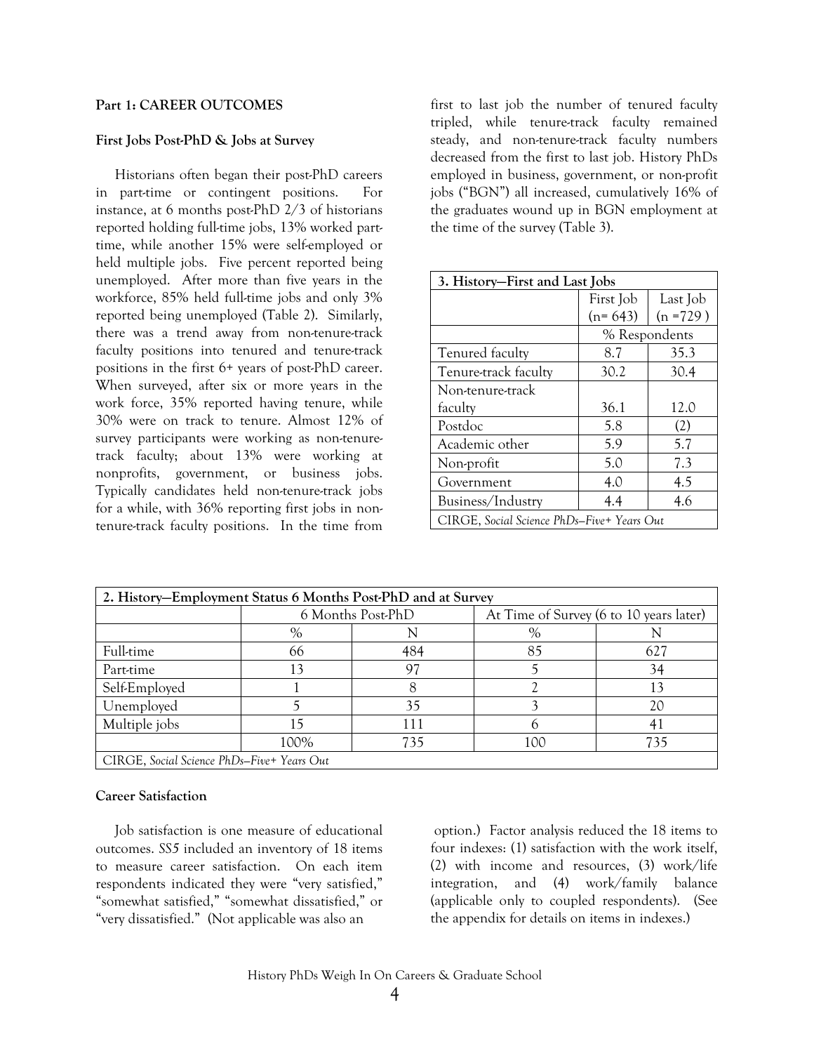**Part 1: CAREER OUTCOMES**

**First Jobs Post-PhD & Jobs at Survey**

Historians often began their post-PhD careers in part-time or contingent positions. For instance, at 6 months post-PhD 2/3 of historians reported holding full-time jobs, 13% worked part-time, while another 15% were self-employed or held multiple jobs. Five percent reported being unemployed. After more than five years in the workforce, 85% held full-time jobs and only 3% reported being unemployed (Table 2). Similarly, there was a trend away from non-tenure-track faculty positions into tenured and tenure-track positions in the first 6+ years of post-PhD career. When surveyed, after six or more years in the work force, 35% reported having tenure, while 30% were on track to tenure. Almost 12% of survey participants were working as non-tenure-track faculty; about 13% were working at nonprofits, government, or business jobs. Typically candidates held non-tenure-track jobs for a while, with 36% reporting first jobs in non-tenure-track faculty positions. In the time from first to last job the number of tenured faculty tripled, while tenure-track faculty remained steady, and non-tenure-track faculty numbers decreased from the first to last job. History PhDs employed in business, government, or non-profit jobs ("BGN") all increased, cumulatively 16% of the graduates wound up in BGN employment at the time of the survey (Table 3).

| 3. History—First and Last Jobs | | |
|---|---|---|
| | First Job (n= 643) | Last Job (n =729 ) |
| | % Respondents | |
| Tenured faculty | 8.7 | 35.3 |
| Tenure-track faculty | 30.2 | 30.4 |
| Non-tenure-track faculty | 36.1 | 12.0 |
| Postdoc | 5.8 | (2) |
| Academic other | 5.9 | 5.7 |
| Non-profit | 5.0 | 7.3 |
| Government | 4.0 | 4.5 |
| Business/Industry | 4.4 | 4.6 |
| CIRGE, *Social Science PhDs—Five+ Years Out* | | |

| 2. History—Employment Status 6 Months Post-PhD and at Survey | | | | |
|---|---|---|---|---|
| | 6 Months Post-PhD | | At Time of Survey (6 to 10 years later) | |
| | % | N | % | N |
| Full-time | 66 | 484 | 85 | 627 |
| Part-time | 13 | 97 | 5 | 34 |
| Self-Employed | 1 | 8 | 2 | 13 |
| Unemployed | 5 | 35 | 3 | 20 |
| Multiple jobs | 15 | 111 | 6 | 41 |
| | 100% | 735 | 100 | 735 |
| CIRGE, *Social Science PhDs—Five+ Years Out* | | | | |

**Career Satisfaction**

Job satisfaction is one measure of educational outcomes. *SS5* included an inventory of 18 items to measure career satisfaction. On each item respondents indicated they were "very satisfied," "somewhat satisfied," "somewhat dissatisfied," or "very dissatisfied." (Not applicable was also an option.) Factor analysis reduced the 18 items to four indexes: (1) satisfaction with the work itself, (2) with income and resources, (3) work/life integration, and (4) work/family balance (applicable only to coupled respondents). (See the appendix for details on items in indexes.)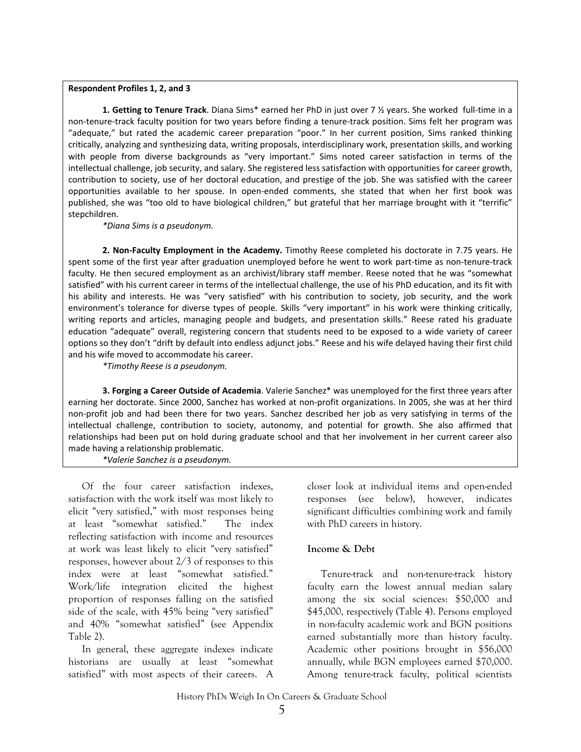**Respondent Profiles 1, 2, and 3**

**1. Getting to Tenure Track**. Diana Sims* earned her PhD in just over 7 ½ years. She worked full-time in a non-tenure-track faculty position for two years before finding a tenure-track position. Sims felt her program was "adequate," but rated the academic career preparation "poor." In her current position, Sims ranked thinking critically, analyzing and synthesizing data, writing proposals, interdisciplinary work, presentation skills, and working with people from diverse backgrounds as "very important." Sims noted career satisfaction in terms of the intellectual challenge, job security, and salary. She registered less satisfaction with opportunities for career growth, contribution to society, use of her doctoral education, and prestige of the job. She was satisfied with the career opportunities available to her spouse. In open-ended comments, she stated that when her first book was published, she was "too old to have biological children," but grateful that her marriage brought with it "terrific" stepchildren.

*\*Diana Sims is a pseudonym.*

**2. Non-Faculty Employment in the Academy.** Timothy Reese completed his doctorate in 7.75 years. He spent some of the first year after graduation unemployed before he went to work part-time as non-tenure-track faculty. He then secured employment as an archivist/library staff member. Reese noted that he was "somewhat satisfied" with his current career in terms of the intellectual challenge, the use of his PhD education, and its fit with his ability and interests. He was "very satisfied" with his contribution to society, job security, and the work environment's tolerance for diverse types of people. Skills "very important" in his work were thinking critically, writing reports and articles, managing people and budgets, and presentation skills." Reese rated his graduate education "adequate" overall, registering concern that students need to be exposed to a wide variety of career options so they don't "drift by default into endless adjunct jobs." Reese and his wife delayed having their first child and his wife moved to accommodate his career.

*\*Timothy Reese is a pseudonym.*

**3. Forging a Career Outside of Academia**. Valerie Sanchez* was unemployed for the first three years after earning her doctorate. Since 2000, Sanchez has worked at non-profit organizations. In 2005, she was at her third non-profit job and had been there for two years. Sanchez described her job as very satisfying in terms of the intellectual challenge, contribution to society, autonomy, and potential for growth. She also affirmed that relationships had been put on hold during graduate school and that her involvement in her current career also made having a relationship problematic.

*\*Valerie Sanchez is a pseudonym.*

Of the four career satisfaction indexes, satisfaction with the work itself was most likely to elicit "very satisfied," with most responses being at least "somewhat satisfied." The index reflecting satisfaction with income and resources at work was least likely to elicit "very satisfied" responses, however about 2/3 of responses to this index were at least "somewhat satisfied." Work/life integration elicited the highest proportion of responses falling on the satisfied side of the scale, with 45% being "very satisfied" and 40% "somewhat satisfied" (see Appendix Table 2).

In general, these aggregate indexes indicate historians are usually at least "somewhat satisfied" with most aspects of their careers. A closer look at individual items and open-ended responses (see below), however, indicates significant difficulties combining work and family with PhD careers in history.

### Income & Debt

Tenure-track and non-tenure-track history faculty earn the lowest annual median salary among the six social sciences: $50,000 and $45,000, respectively (Table 4). Persons employed in non-faculty academic work and BGN positions earned substantially more than history faculty. Academic other positions brought in $56,000 annually, while BGN employees earned $70,000. Among tenure-track faculty, political scientists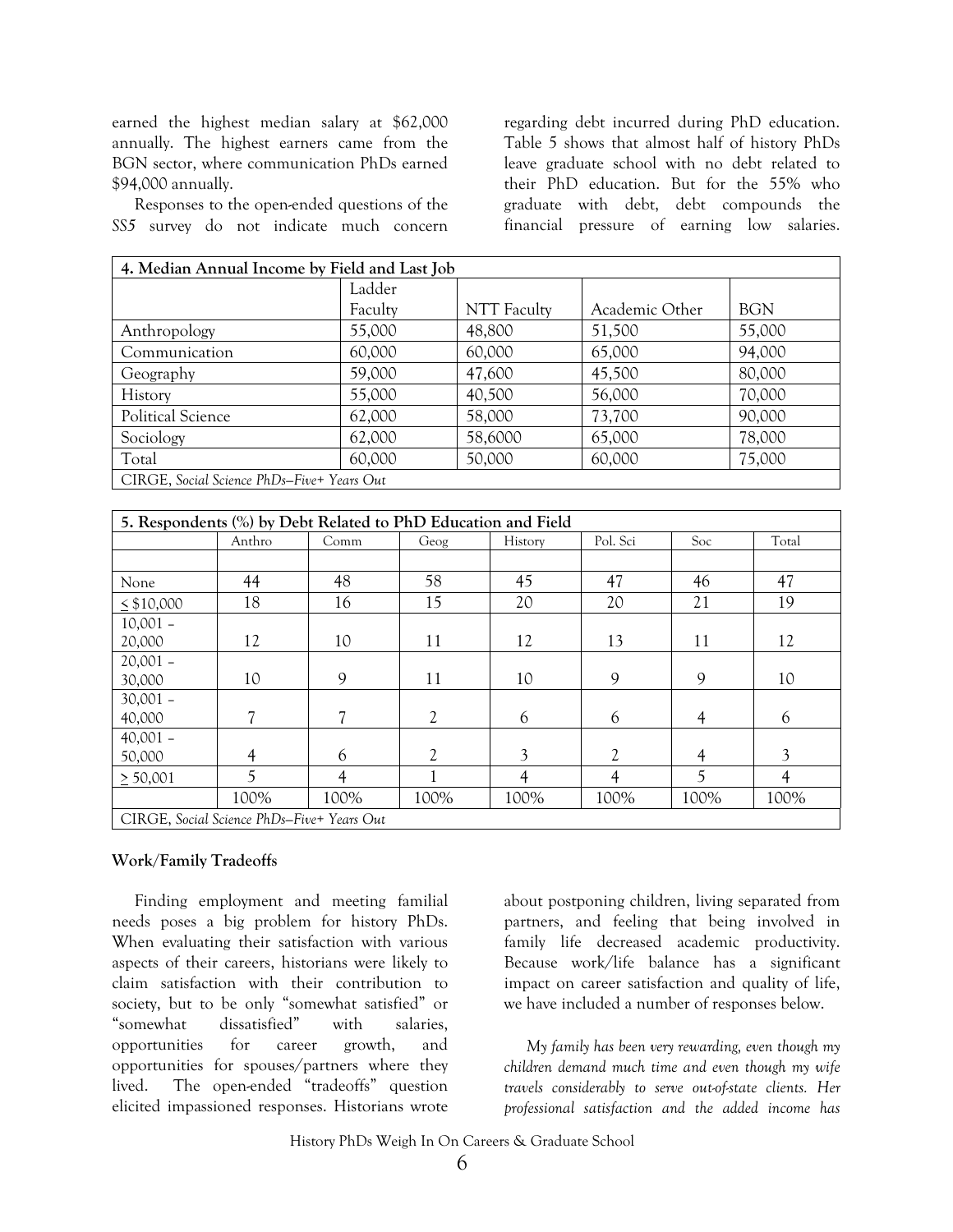earned the highest median salary at $62,000 annually. The highest earners came from the BGN sector, where communication PhDs earned $94,000 annually.

Responses to the open-ended questions of the *SS5* survey do not indicate much concern regarding debt incurred during PhD education. Table 5 shows that almost half of history PhDs leave graduate school with no debt related to their PhD education. But for the 55% who graduate with debt, debt compounds the financial pressure of earning low salaries.

| 4. Median Annual Income by Field and Last Job | | | | |
|---|---|---|---|---|
| | Ladder Faculty | NTT Faculty | Academic Other | BGN |
| Anthropology | 55,000 | 48,800 | 51,500 | 55,000 |
| Communication | 60,000 | 60,000 | 65,000 | 94,000 |
| Geography | 59,000 | 47,600 | 45,500 | 80,000 |
| History | 55,000 | 40,500 | 56,000 | 70,000 |
| Political Science | 62,000 | 58,000 | 73,700 | 90,000 |
| Sociology | 62,000 | 58,6000 | 65,000 | 78,000 |
| Total | 60,000 | 50,000 | 60,000 | 75,000 |
| CIRGE, *Social Science PhDs—Five+ Years Out* | | | | |

| 5. Respondents (%) by Debt Related to PhD Education and Field | | | | | | | |
|---|---|---|---|---|---|---|---|
| | Anthro | Comm | Geog | History | Pol. Sci | Soc | Total |
| None | 44 | 48 | 58 | 45 | 47 | 46 | 47 |
| ≤ $10,000 | 18 | 16 | 15 | 20 | 20 | 21 | 19 |
| 10,001 – 20,000 | 12 | 10 | 11 | 12 | 13 | 11 | 12 |
| 20,001 – 30,000 | 10 | 9 | 11 | 10 | 9 | 9 | 10 |
| 30,001 – 40,000 | 7 | 7 | 2 | 6 | 6 | 4 | 6 |
| 40,001 – 50,000 | 4 | 6 | 2 | 3 | 2 | 4 | 3 |
| ≥ 50,001 | 5 | 4 | 1 | 4 | 4 | 5 | 4 |
| | 100% | 100% | 100% | 100% | 100% | 100% | 100% |
| CIRGE, *Social Science PhDs—Five+ Years Out* | | | | | | | |

**Work/Family Tradeoffs**

Finding employment and meeting familial needs poses a big problem for history PhDs. When evaluating their satisfaction with various aspects of their careers, historians were likely to claim satisfaction with their contribution to society, but to be only "somewhat satisfied" or "somewhat dissatisfied" with salaries, opportunities for career growth, and opportunities for spouses/partners where they lived. The open-ended "tradeoffs" question elicited impassioned responses. Historians wrote about postponing children, living separated from partners, and feeling that being involved in family life decreased academic productivity. Because work/life balance has a significant impact on career satisfaction and quality of life, we have included a number of responses below.

*My family has been very rewarding, even though my children demand much time and even though my wife travels considerably to serve out-of-state clients. Her professional satisfaction and the added income has*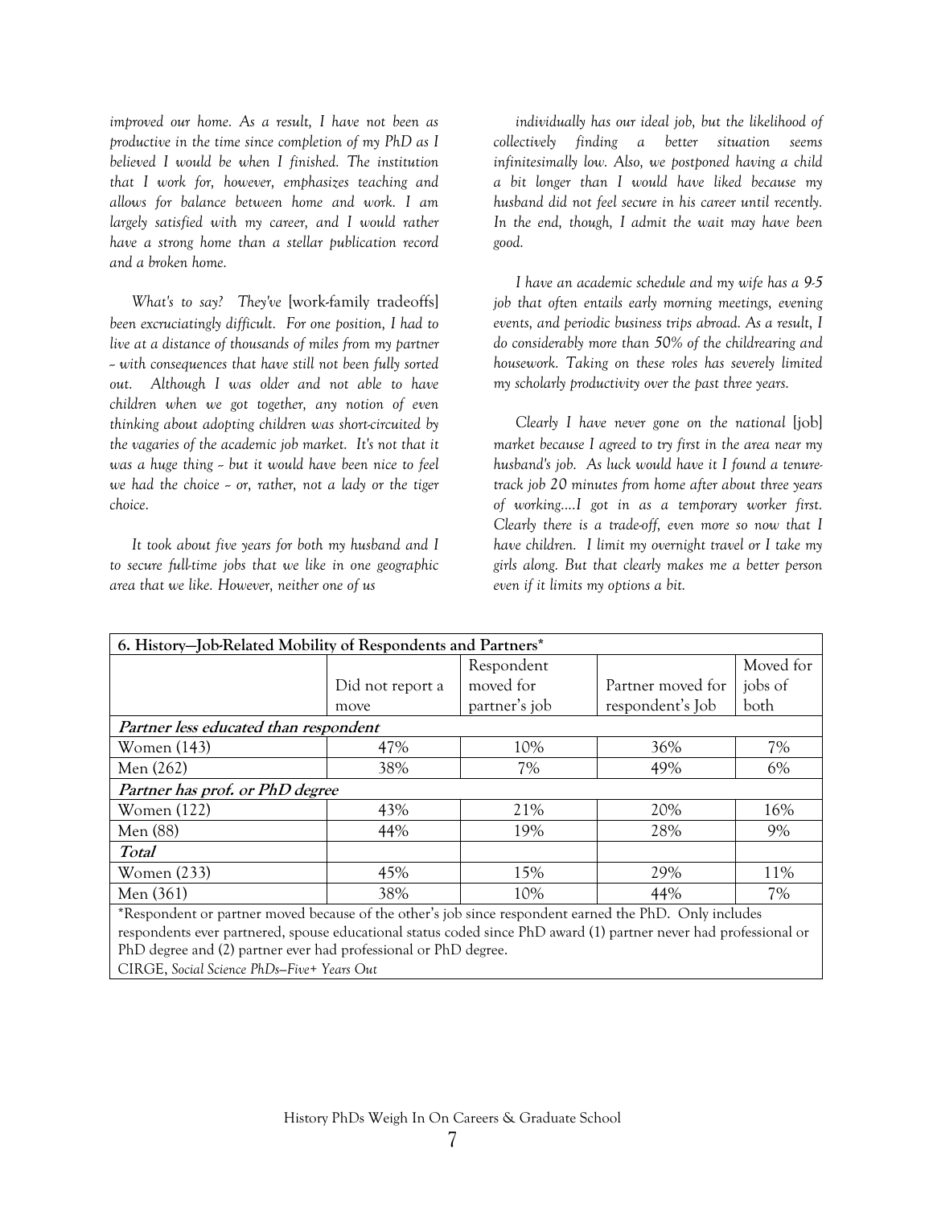*improved our home. As a result, I have not been as productive in the time since completion of my PhD as I believed I would be when I finished. The institution that I work for, however, emphasizes teaching and allows for balance between home and work. I am largely satisfied with my career, and I would rather have a strong home than a stellar publication record and a broken home.*

*What's to say? They've* [work-family tradeoffs] *been excruciatingly difficult. For one position, I had to live at a distance of thousands of miles from my partner -- with consequences that have still not been fully sorted out. Although I was older and not able to have children when we got together, any notion of even thinking about adopting children was short-circuited by the vagaries of the academic job market. It's not that it was a huge thing -- but it would have been nice to feel we had the choice -- or, rather, not a lady or the tiger choice.*

*It took about five years for both my husband and I to secure full-time jobs that we like in one geographic area that we like. However, neither one of us individually has our ideal job, but the likelihood of collectively finding a better situation seems infinitesimally low. Also, we postponed having a child a bit longer than I would have liked because my husband did not feel secure in his career until recently. In the end, though, I admit the wait may have been good.*

*I have an academic schedule and my wife has a 9-5 job that often entails early morning meetings, evening events, and periodic business trips abroad. As a result, I do considerably more than 50% of the childrearing and housework. Taking on these roles has severely limited my scholarly productivity over the past three years.*

*Clearly I have never gone on the national* [job] *market because I agreed to try first in the area near my husband's job. As luck would have it I found a tenure-track job 20 minutes from home after about three years of working....I got in as a temporary worker first. Clearly there is a trade-off, even more so now that I have children. I limit my overnight travel or I take my girls along. But that clearly makes me a better person even if it limits my options a bit.*

**6. History—Job-Related Mobility of Respondents and Partners***

| | Did not report a move | Respondent moved for partner's job | Partner moved for respondent's Job | Moved for jobs of both |
|---|---|---|---|---|
| ***Partner less educated than respondent*** | | | | |
| Women (143) | 47% | 10% | 36% | 7% |
| Men (262) | 38% | 7% | 49% | 6% |
| ***Partner has prof. or PhD degree*** | | | | |
| Women (122) | 43% | 21% | 20% | 16% |
| Men (88) | 44% | 19% | 28% | 9% |
| ***Total*** | | | | |
| Women (233) | 45% | 15% | 29% | 11% |
| Men (361) | 38% | 10% | 44% | 7% |

*Respondent or partner moved because of the other's job since respondent earned the PhD. Only includes respondents ever partnered, spouse educational status coded since PhD award (1) partner never had professional or PhD degree and (2) partner ever had professional or PhD degree.

CIRGE, *Social Science PhDs—Five+ Years Out*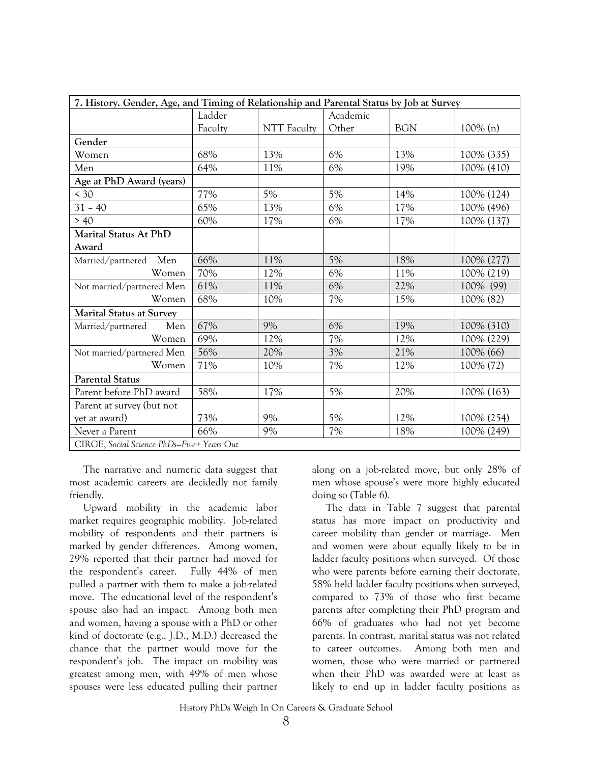| 7. History. Gender, Age, and Timing of Relationship and Parental Status by Job at Survey | | | | | |
|---|---|---|---|---|---|
| | Ladder Faculty | NTT Faculty | Academic Other | BGN | 100% (n) |
| **Gender** | | | | | |
| Women | 68% | 13% | 6% | 13% | 100% (335) |
| Men | 64% | 11% | 6% | 19% | 100% (410) |
| **Age at PhD Award (years)** | | | | | |
| < 30 | 77% | 5% | 5% | 14% | 100% (124) |
| 31 – 40 | 65% | 13% | 6% | 17% | 100% (496) |
| > 40 | 60% | 17% | 6% | 17% | 100% (137) |
| **Marital Status At PhD Award** | | | | | |
| Married/partnered Men | 66% | 11% | 5% | 18% | 100% (277) |
| Women | 70% | 12% | 6% | 11% | 100% (219) |
| Not married/partnered Men | 61% | 11% | 6% | 22% | 100% (99) |
| Women | 68% | 10% | 7% | 15% | 100% (82) |
| **Marital Status at Survey** | | | | | |
| Married/partnered Men | 67% | 9% | 6% | 19% | 100% (310) |
| Women | 69% | 12% | 7% | 12% | 100% (229) |
| Not married/partnered Men | 56% | 20% | 3% | 21% | 100% (66) |
| Women | 71% | 10% | 7% | 12% | 100% (72) |
| **Parental Status** | | | | | |
| Parent before PhD award | 58% | 17% | 5% | 20% | 100% (163) |
| Parent at survey (but not yet at award) | 73% | 9% | 5% | 12% | 100% (254) |
| Never a Parent | 66% | 9% | 7% | 18% | 100% (249) |
| CIRGE, *Social Science PhDs—Five+ Years Out* | | | | | |

The narrative and numeric data suggest that most academic careers are decidedly not family friendly.

Upward mobility in the academic labor market requires geographic mobility. Job-related mobility of respondents and their partners is marked by gender differences. Among women, 29% reported that their partner had moved for the respondent's career. Fully 44% of men pulled a partner with them to make a job-related move. The educational level of the respondent's spouse also had an impact. Among both men and women, having a spouse with a PhD or other kind of doctorate (e.g., J.D., M.D.) decreased the chance that the partner would move for the respondent's job. The impact on mobility was greatest among men, with 49% of men whose spouses were less educated pulling their partner along on a job-related move, but only 28% of men whose spouse's were more highly educated doing so (Table 6).

The data in Table 7 suggest that parental status has more impact on productivity and career mobility than gender or marriage. Men and women were about equally likely to be in ladder faculty positions when surveyed. Of those who were parents before earning their doctorate, 58% held ladder faculty positions when surveyed, compared to 73% of those who first became parents after completing their PhD program and 66% of graduates who had not yet become parents. In contrast, marital status was not related to career outcomes. Among both men and women, those who were married or partnered when their PhD was awarded were at least as likely to end up in ladder faculty positions as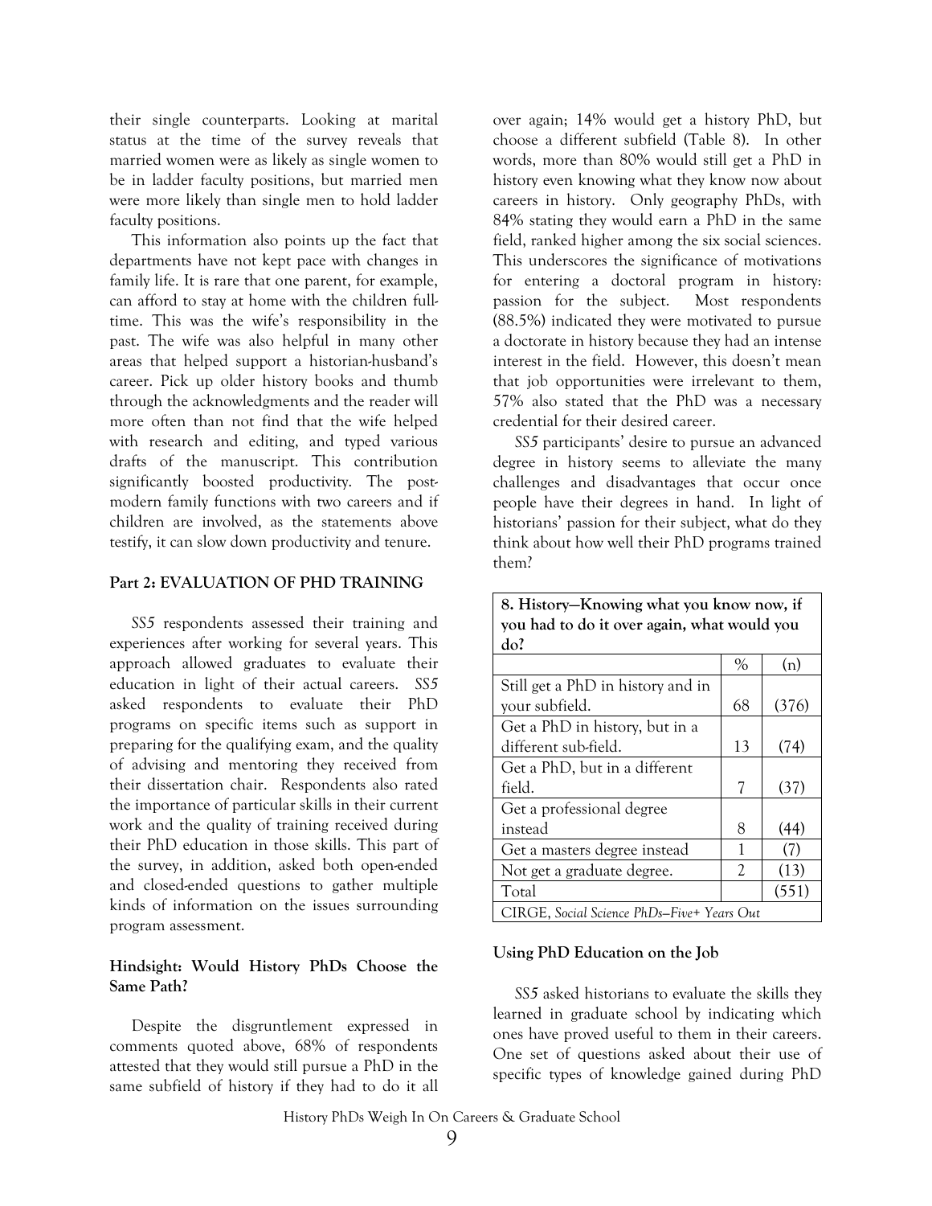their single counterparts. Looking at marital status at the time of the survey reveals that married women were as likely as single women to be in ladder faculty positions, but married men were more likely than single men to hold ladder faculty positions.

This information also points up the fact that departments have not kept pace with changes in family life. It is rare that one parent, for example, can afford to stay at home with the children full-time. This was the wife's responsibility in the past. The wife was also helpful in many other areas that helped support a historian-husband's career. Pick up older history books and thumb through the acknowledgments and the reader will more often than not find that the wife helped with research and editing, and typed various drafts of the manuscript. This contribution significantly boosted productivity. The post-modern family functions with two careers and if children are involved, as the statements above testify, it can slow down productivity and tenure.

## Part 2: EVALUATION OF PHD TRAINING

*SS5* respondents assessed their training and experiences after working for several years. This approach allowed graduates to evaluate their education in light of their actual careers. *SS5* asked respondents to evaluate their PhD programs on specific items such as support in preparing for the qualifying exam, and the quality of advising and mentoring they received from their dissertation chair. Respondents also rated the importance of particular skills in their current work and the quality of training received during their PhD education in those skills. This part of the survey, in addition, asked both open-ended and closed-ended questions to gather multiple kinds of information on the issues surrounding program assessment.

### Hindsight: Would History PhDs Choose the Same Path?

Despite the disgruntlement expressed in comments quoted above, 68% of respondents attested that they would still pursue a PhD in the same subfield of history if they had to do it all over again; 14% would get a history PhD, but choose a different subfield (Table 8). In other words, more than 80% would still get a PhD in history even knowing what they know now about careers in history. Only geography PhDs, with 84% stating they would earn a PhD in the same field, ranked higher among the six social sciences. This underscores the significance of motivations for entering a doctoral program in history: passion for the subject. Most respondents (88.5%) indicated they were motivated to pursue a doctorate in history because they had an intense interest in the field. However, this doesn't mean that job opportunities were irrelevant to them, 57% also stated that the PhD was a necessary credential for their desired career.

*SS5* participants' desire to pursue an advanced degree in history seems to alleviate the many challenges and disadvantages that occur once people have their degrees in hand. In light of historians' passion for their subject, what do they think about how well their PhD programs trained them?

**8. History—Knowing what you know now, if you had to do it over again, what would you do?**

| | % | (n) |
|---|---|---|
| Still get a PhD in history and in your subfield. | 68 | (376) |
| Get a PhD in history, but in a different sub-field. | 13 | (74) |
| Get a PhD, but in a different field. | 7 | (37) |
| Get a professional degree instead | 8 | (44) |
| Get a masters degree instead | 1 | (7) |
| Not get a graduate degree. | 2 | (13) |
| Total | | (551) |

CIRGE, *Social Science PhDs—Five+ Years Out*

### Using PhD Education on the Job

*SS5* asked historians to evaluate the skills they learned in graduate school by indicating which ones have proved useful to them in their careers. One set of questions asked about their use of specific types of knowledge gained during PhD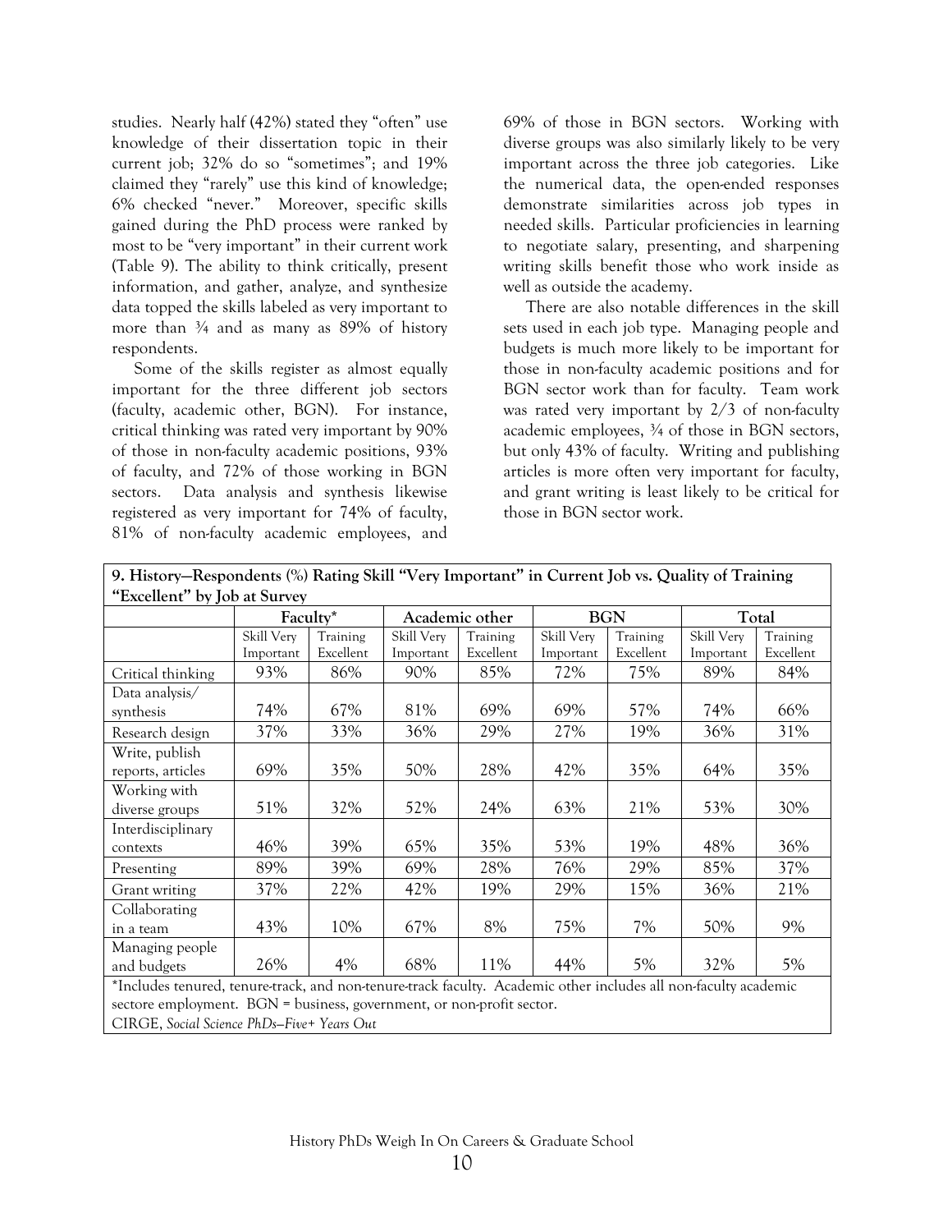studies. Nearly half (42%) stated they "often" use knowledge of their dissertation topic in their current job; 32% do so "sometimes"; and 19% claimed they "rarely" use this kind of knowledge; 6% checked "never." Moreover, specific skills gained during the PhD process were ranked by most to be "very important" in their current work (Table 9). The ability to think critically, present information, and gather, analyze, and synthesize data topped the skills labeled as very important to more than ¾ and as many as 89% of history respondents.

Some of the skills register as almost equally important for the three different job sectors (faculty, academic other, BGN). For instance, critical thinking was rated very important by 90% of those in non-faculty academic positions, 93% of faculty, and 72% of those working in BGN sectors. Data analysis and synthesis likewise registered as very important for 74% of faculty, 81% of non-faculty academic employees, and 69% of those in BGN sectors. Working with diverse groups was also similarly likely to be very important across the three job categories. Like the numerical data, the open-ended responses demonstrate similarities across job types in needed skills. Particular proficiencies in learning to negotiate salary, presenting, and sharpening writing skills benefit those who work inside as well as outside the academy.

There are also notable differences in the skill sets used in each job type. Managing people and budgets is much more likely to be important for those in non-faculty academic positions and for BGN sector work than for faculty. Team work was rated very important by 2/3 of non-faculty academic employees, ¾ of those in BGN sectors, but only 43% of faculty. Writing and publishing articles is more often very important for faculty, and grant writing is least likely to be critical for those in BGN sector work.

**9. History—Respondents (%) Rating Skill "Very Important" in Current Job vs. Quality of Training "Excellent" by Job at Survey**

| | Faculty* | | Academic other | | BGN | | Total | |
|---|---|---|---|---|---|---|---|---|
| | Skill Very Important | Training Excellent | Skill Very Important | Training Excellent | Skill Very Important | Training Excellent | Skill Very Important | Training Excellent |
| Critical thinking | 93% | 86% | 90% | 85% | 72% | 75% | 89% | 84% |
| Data analysis/ synthesis | 74% | 67% | 81% | 69% | 69% | 57% | 74% | 66% |
| Research design | 37% | 33% | 36% | 29% | 27% | 19% | 36% | 31% |
| Write, publish reports, articles | 69% | 35% | 50% | 28% | 42% | 35% | 64% | 35% |
| Working with diverse groups | 51% | 32% | 52% | 24% | 63% | 21% | 53% | 30% |
| Interdisciplinary contexts | 46% | 39% | 65% | 35% | 53% | 19% | 48% | 36% |
| Presenting | 89% | 39% | 69% | 28% | 76% | 29% | 85% | 37% |
| Grant writing | 37% | 22% | 42% | 19% | 29% | 15% | 36% | 21% |
| Collaborating in a team | 43% | 10% | 67% | 8% | 75% | 7% | 50% | 9% |
| Managing people and budgets | 26% | 4% | 68% | 11% | 44% | 5% | 32% | 5% |

*Includes tenured, tenure-track, and non-tenure-track faculty. Academic other includes all non-faculty academic sectore employment. BGN = business, government, or non-profit sector.

CIRGE, *Social Science PhDs—Five+ Years Out*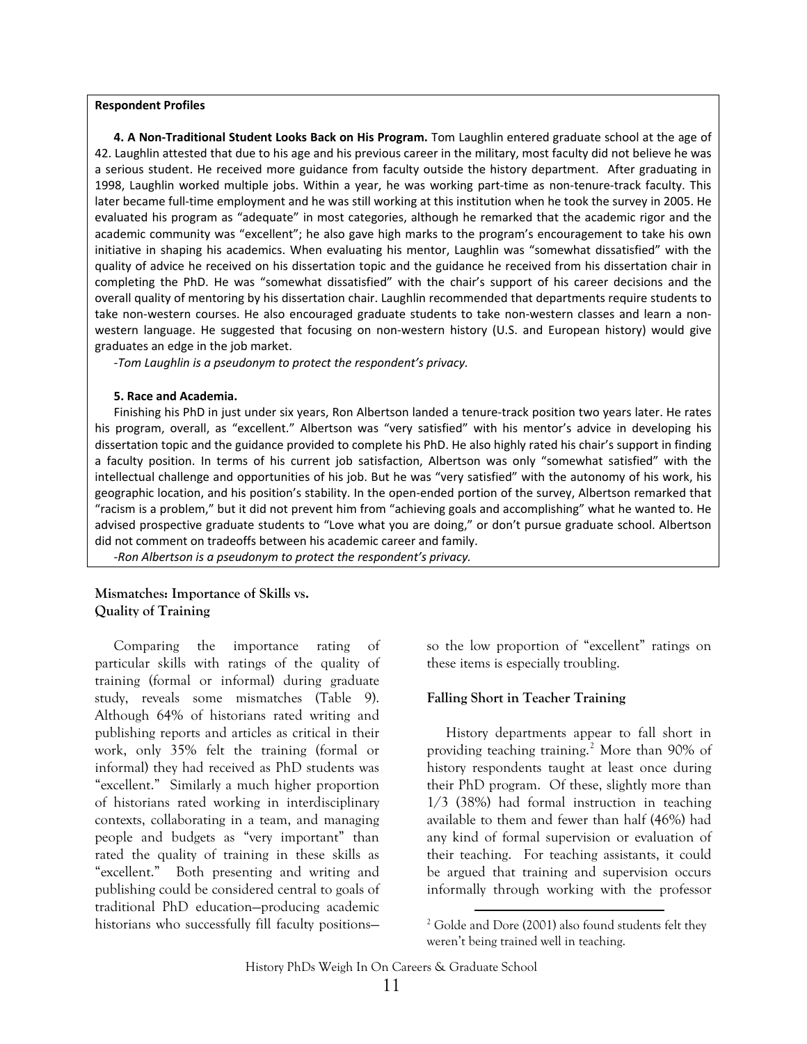**Respondent Profiles**

**4. A Non-Traditional Student Looks Back on His Program.** Tom Laughlin entered graduate school at the age of 42. Laughlin attested that due to his age and his previous career in the military, most faculty did not believe he was a serious student. He received more guidance from faculty outside the history department. After graduating in 1998, Laughlin worked multiple jobs. Within a year, he was working part-time as non-tenure-track faculty. This later became full-time employment and he was still working at this institution when he took the survey in 2005. He evaluated his program as "adequate" in most categories, although he remarked that the academic rigor and the academic community was "excellent"; he also gave high marks to the program's encouragement to take his own initiative in shaping his academics. When evaluating his mentor, Laughlin was "somewhat dissatisfied" with the quality of advice he received on his dissertation topic and the guidance he received from his dissertation chair in completing the PhD. He was "somewhat dissatisfied" with the chair's support of his career decisions and the overall quality of mentoring by his dissertation chair. Laughlin recommended that departments require students to take non-western courses. He also encouraged graduate students to take non-western classes and learn a non-western language. He suggested that focusing on non-western history (U.S. and European history) would give graduates an edge in the job market.

*-Tom Laughlin is a pseudonym to protect the respondent's privacy.*

**5. Race and Academia.**

Finishing his PhD in just under six years, Ron Albertson landed a tenure-track position two years later. He rates his program, overall, as "excellent." Albertson was "very satisfied" with his mentor's advice in developing his dissertation topic and the guidance provided to complete his PhD. He also highly rated his chair's support in finding a faculty position. In terms of his current job satisfaction, Albertson was only "somewhat satisfied" with the intellectual challenge and opportunities of his job. But he was "very satisfied" with the autonomy of his work, his geographic location, and his position's stability. In the open-ended portion of the survey, Albertson remarked that "racism is a problem," but it did not prevent him from "achieving goals and accomplishing" what he wanted to. He advised prospective graduate students to "Love what you are doing," or don't pursue graduate school. Albertson did not comment on tradeoffs between his academic career and family.

*-Ron Albertson is a pseudonym to protect the respondent's privacy.*

### Mismatches: Importance of Skills vs. Quality of Training

Comparing the importance rating of particular skills with ratings of the quality of training (formal or informal) during graduate study, reveals some mismatches (Table 9). Although 64% of historians rated writing and publishing reports and articles as critical in their work, only 35% felt the training (formal or informal) they had received as PhD students was "excellent." Similarly a much higher proportion of historians rated working in interdisciplinary contexts, collaborating in a team, and managing people and budgets as "very important" than rated the quality of training in these skills as "excellent." Both presenting and writing and publishing could be considered central to goals of traditional PhD education—producing academic historians who successfully fill faculty positions—so the low proportion of "excellent" ratings on these items is especially troubling.

### Falling Short in Teacher Training

History departments appear to fall short in providing teaching training.[2] More than 90% of history respondents taught at least once during their PhD program. Of these, slightly more than 1/3 (38%) had formal instruction in teaching available to them and fewer than half (46%) had any kind of formal supervision or evaluation of their teaching. For teaching assistants, it could be argued that training and supervision occurs informally through working with the professor

[2] Golde and Dore (2001) also found students felt they weren't being trained well in teaching.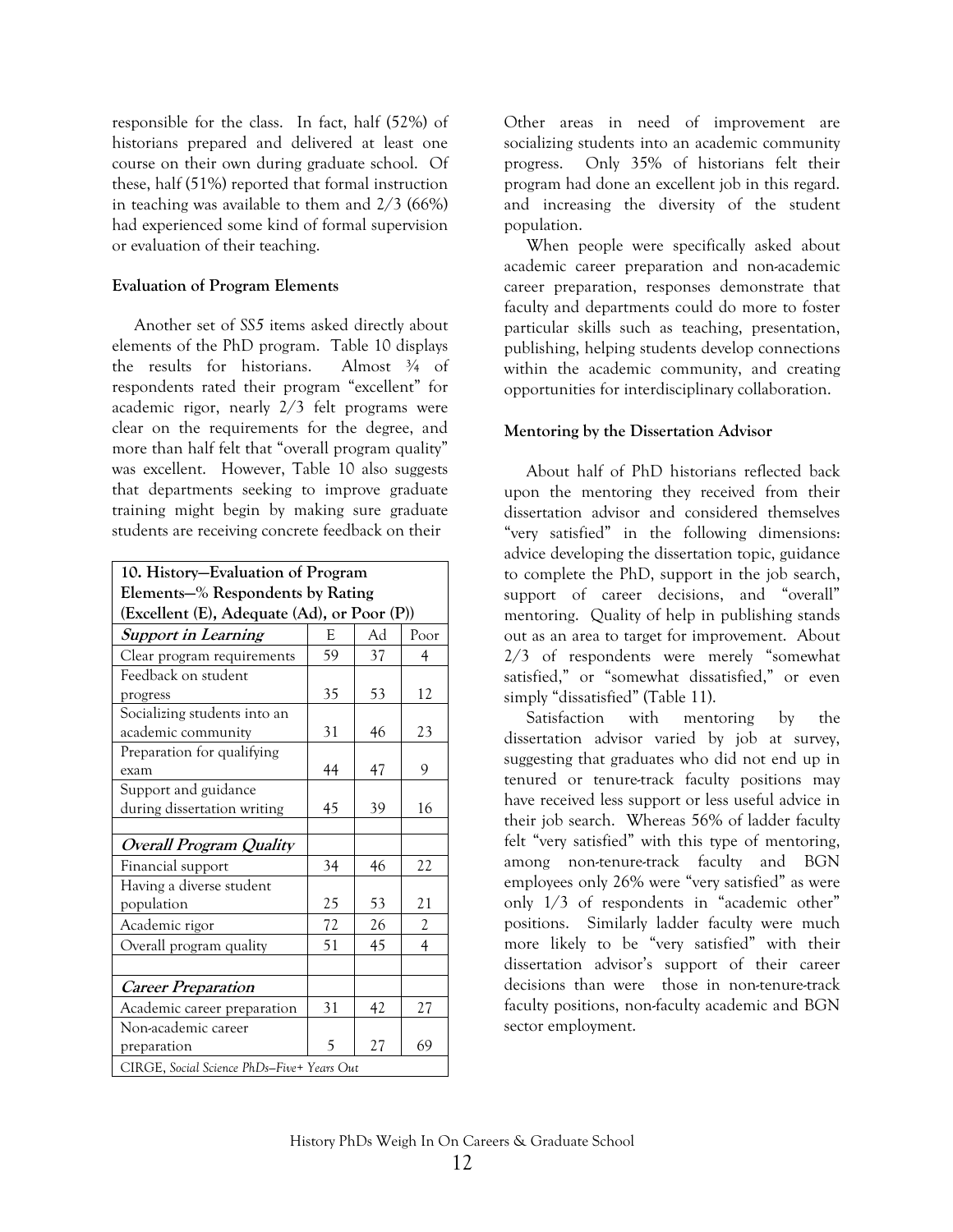responsible for the class. In fact, half (52%) of historians prepared and delivered at least one course on their own during graduate school. Of these, half (51%) reported that formal instruction in teaching was available to them and 2/3 (66%) had experienced some kind of formal supervision or evaluation of their teaching.

**Evaluation of Program Elements**

Another set of *SS5* items asked directly about elements of the PhD program. Table 10 displays the results for historians. Almost ¾ of respondents rated their program "excellent" for academic rigor, nearly 2/3 felt programs were clear on the requirements for the degree, and more than half felt that "overall program quality" was excellent. However, Table 10 also suggests that departments seeking to improve graduate training might begin by making sure graduate students are receiving concrete feedback on their

| 10. History—Evaluation of Program Elements—% Respondents by Rating (Excellent (E), Adequate (Ad), or Poor (P)) | | | |
|---|---|---|---|
| ***Support in Learning*** | E | Ad | Poor |
| Clear program requirements | 59 | 37 | 4 |
| Feedback on student progress | 35 | 53 | 12 |
| Socializing students into an academic community | 31 | 46 | 23 |
| Preparation for qualifying exam | 44 | 47 | 9 |
| Support and guidance during dissertation writing | 45 | 39 | 16 |
| | | | |
| ***Overall Program Quality*** | | | |
| Financial support | 34 | 46 | 22 |
| Having a diverse student population | 25 | 53 | 21 |
| Academic rigor | 72 | 26 | 2 |
| Overall program quality | 51 | 45 | 4 |
| | | | |
| ***Career Preparation*** | | | |
| Academic career preparation | 31 | 42 | 27 |
| Non-academic career preparation | 5 | 27 | 69 |
| CIRGE, *Social Science PhDs—Five+ Years Out* | | | |

Other areas in need of improvement are socializing students into an academic community progress. Only 35% of historians felt their program had done an excellent job in this regard. and increasing the diversity of the student population.

When people were specifically asked about academic career preparation and non-academic career preparation, responses demonstrate that faculty and departments could do more to foster particular skills such as teaching, presentation, publishing, helping students develop connections within the academic community, and creating opportunities for interdisciplinary collaboration.

**Mentoring by the Dissertation Advisor**

About half of PhD historians reflected back upon the mentoring they received from their dissertation advisor and considered themselves "very satisfied" in the following dimensions: advice developing the dissertation topic, guidance to complete the PhD, support in the job search, support of career decisions, and "overall" mentoring. Quality of help in publishing stands out as an area to target for improvement. About 2/3 of respondents were merely "somewhat satisfied," or "somewhat dissatisfied," or even simply "dissatisfied" (Table 11).

Satisfaction with mentoring by the dissertation advisor varied by job at survey, suggesting that graduates who did not end up in tenured or tenure-track faculty positions may have received less support or less useful advice in their job search. Whereas 56% of ladder faculty felt "very satisfied" with this type of mentoring, among non-tenure-track faculty and BGN employees only 26% were "very satisfied" as were only 1/3 of respondents in "academic other" positions. Similarly ladder faculty were much more likely to be "very satisfied" with their dissertation advisor's support of their career decisions than were those in non-tenure-track faculty positions, non-faculty academic and BGN sector employment.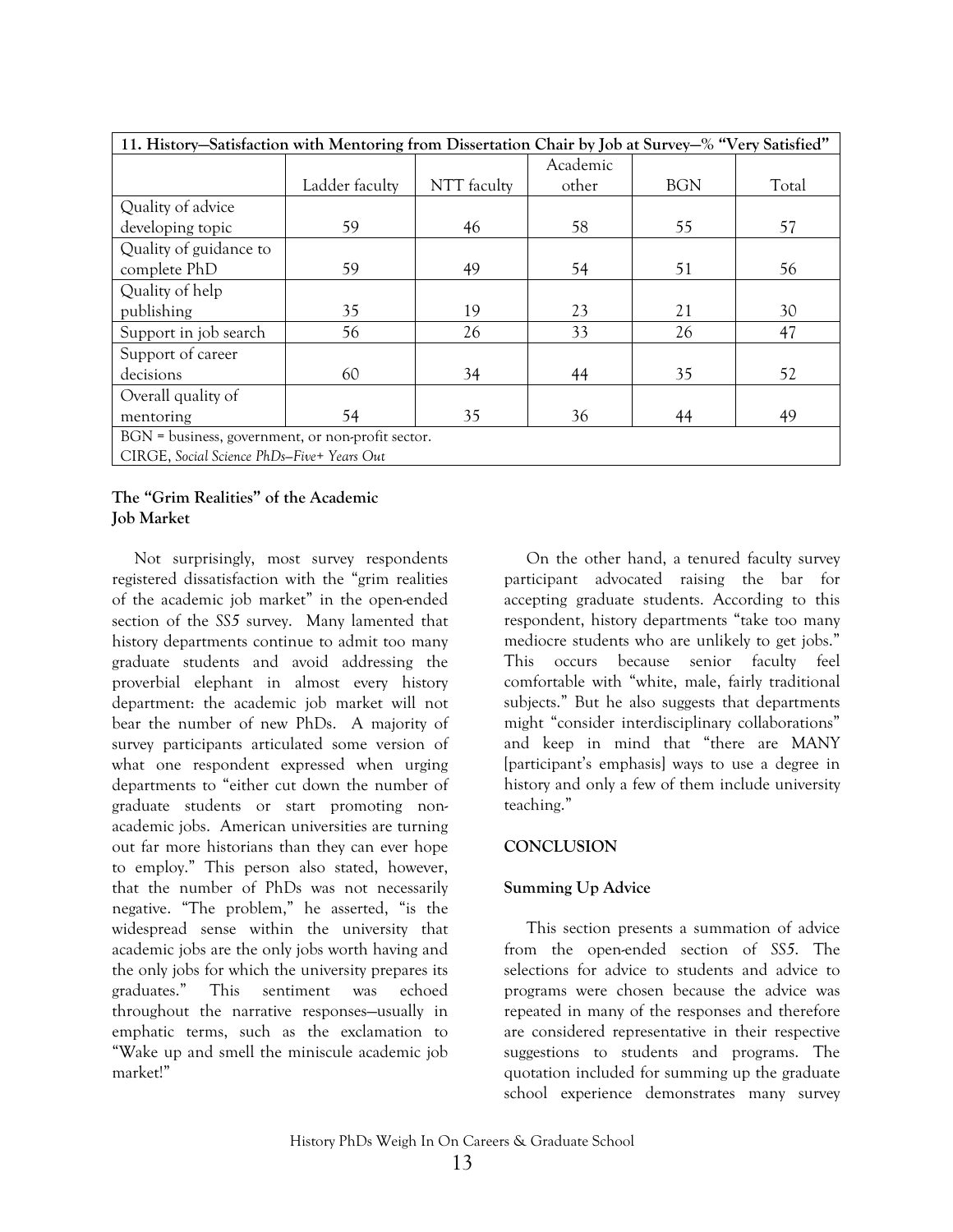| 11. History—Satisfaction with Mentoring from Dissertation Chair by Job at Survey—% "Very Satisfied" | | | | | |
|---|---|---|---|---|---|
| | Ladder faculty | NTT faculty | Academic other | BGN | Total |
| Quality of advice developing topic | 59 | 46 | 58 | 55 | 57 |
| Quality of guidance to complete PhD | 59 | 49 | 54 | 51 | 56 |
| Quality of help publishing | 35 | 19 | 23 | 21 | 30 |
| Support in job search | 56 | 26 | 33 | 26 | 47 |
| Support of career decisions | 60 | 34 | 44 | 35 | 52 |
| Overall quality of mentoring | 54 | 35 | 36 | 44 | 49 |
| BGN = business, government, or non-profit sector. | | | | | |
| CIRGE, *Social Science PhDs—Five+ Years Out* | | | | | |

### The "Grim Realities" of the Academic Job Market

Not surprisingly, most survey respondents registered dissatisfaction with the "grim realities of the academic job market" in the open-ended section of the *SS5* survey. Many lamented that history departments continue to admit too many graduate students and avoid addressing the proverbial elephant in almost every history department: the academic job market will not bear the number of new PhDs. A majority of survey participants articulated some version of what one respondent expressed when urging departments to "either cut down the number of graduate students or start promoting non-academic jobs. American universities are turning out far more historians than they can ever hope to employ." This person also stated, however, that the number of PhDs was not necessarily negative. "The problem," he asserted, "is the widespread sense within the university that academic jobs are the only jobs worth having and the only jobs for which the university prepares its graduates." This sentiment was echoed throughout the narrative responses—usually in emphatic terms, such as the exclamation to "Wake up and smell the miniscule academic job market!"

On the other hand, a tenured faculty survey participant advocated raising the bar for accepting graduate students. According to this respondent, history departments "take too many mediocre students who are unlikely to get jobs." This occurs because senior faculty feel comfortable with "white, male, fairly traditional subjects." But he also suggests that departments might "consider interdisciplinary collaborations" and keep in mind that "there are MANY [participant's emphasis] ways to use a degree in history and only a few of them include university teaching."

## CONCLUSION

### Summing Up Advice

This section presents a summation of advice from the open-ended section of *SS5*. The selections for advice to students and advice to programs were chosen because the advice was repeated in many of the responses and therefore are considered representative in their respective suggestions to students and programs. The quotation included for summing up the graduate school experience demonstrates many survey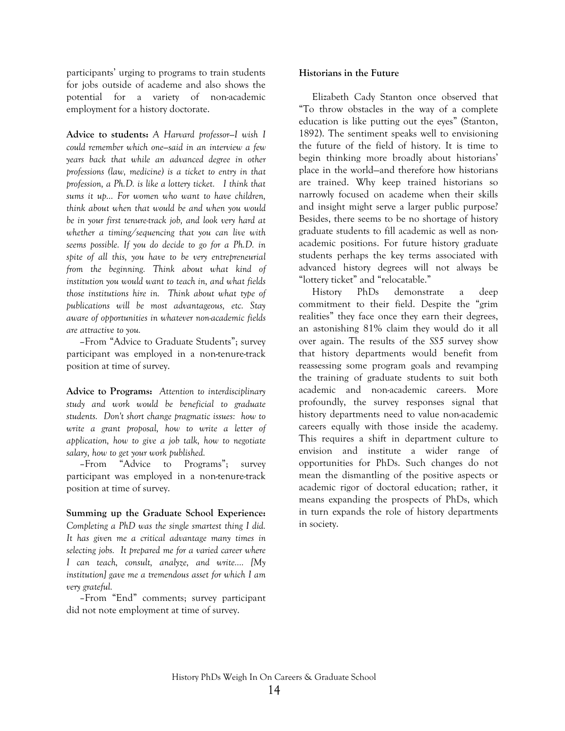participants' urging to programs to train students for jobs outside of academe and also shows the potential for a variety of non-academic employment for a history doctorate.

**Advice to students:** *A Harvard professor—I wish I could remember which one—said in an interview a few years back that while an advanced degree in other professions (law, medicine) is a ticket to entry in that profession, a Ph.D. is like a lottery ticket. I think that sums it up… For women who want to have children, think about when that would be and when you would be in your first tenure-track job, and look very hard at whether a timing/sequencing that you can live with seems possible. If you do decide to go for a Ph.D. in spite of all this, you have to be very entrepreneurial from the beginning. Think about what kind of institution you would want to teach in, and what fields those institutions hire in. Think about what type of publications will be most advantageous, etc. Stay aware of opportunities in whatever non-academic fields are attractive to you.*

–From "Advice to Graduate Students"; survey participant was employed in a non-tenure-track position at time of survey.

**Advice to Programs:** *Attention to interdisciplinary study and work would be beneficial to graduate students. Don't short change pragmatic issues: how to write a grant proposal, how to write a letter of application, how to give a job talk, how to negotiate salary, how to get your work published.*

–From "Advice to Programs"; survey participant was employed in a non-tenure-track position at time of survey.

**Summing up the Graduate School Experience:** *Completing a PhD was the single smartest thing I did. It has given me a critical advantage many times in selecting jobs. It prepared me for a varied career where I can teach, consult, analyze, and write…. [My institution] gave me a tremendous asset for which I am very grateful.*

–From "End" comments; survey participant did not note employment at time of survey.

**Historians in the Future**

Elizabeth Cady Stanton once observed that "To throw obstacles in the way of a complete education is like putting out the eyes" (Stanton, 1892). The sentiment speaks well to envisioning the future of the field of history. It is time to begin thinking more broadly about historians' place in the world—and therefore how historians are trained. Why keep trained historians so narrowly focused on academe when their skills and insight might serve a larger public purpose? Besides, there seems to be no shortage of history graduate students to fill academic as well as non-academic positions. For future history graduate students perhaps the key terms associated with advanced history degrees will not always be "lottery ticket" and "relocatable."

History PhDs demonstrate a deep commitment to their field. Despite the "grim realities" they face once they earn their degrees, an astonishing 81% claim they would do it all over again. The results of the *SS5* survey show that history departments would benefit from reassessing some program goals and revamping the training of graduate students to suit both academic and non-academic careers. More profoundly, the survey responses signal that history departments need to value non-academic careers equally with those inside the academy. This requires a shift in department culture to envision and institute a wider range of opportunities for PhDs. Such changes do not mean the dismantling of the positive aspects or academic rigor of doctoral education; rather, it means expanding the prospects of PhDs, which in turn expands the role of history departments in society.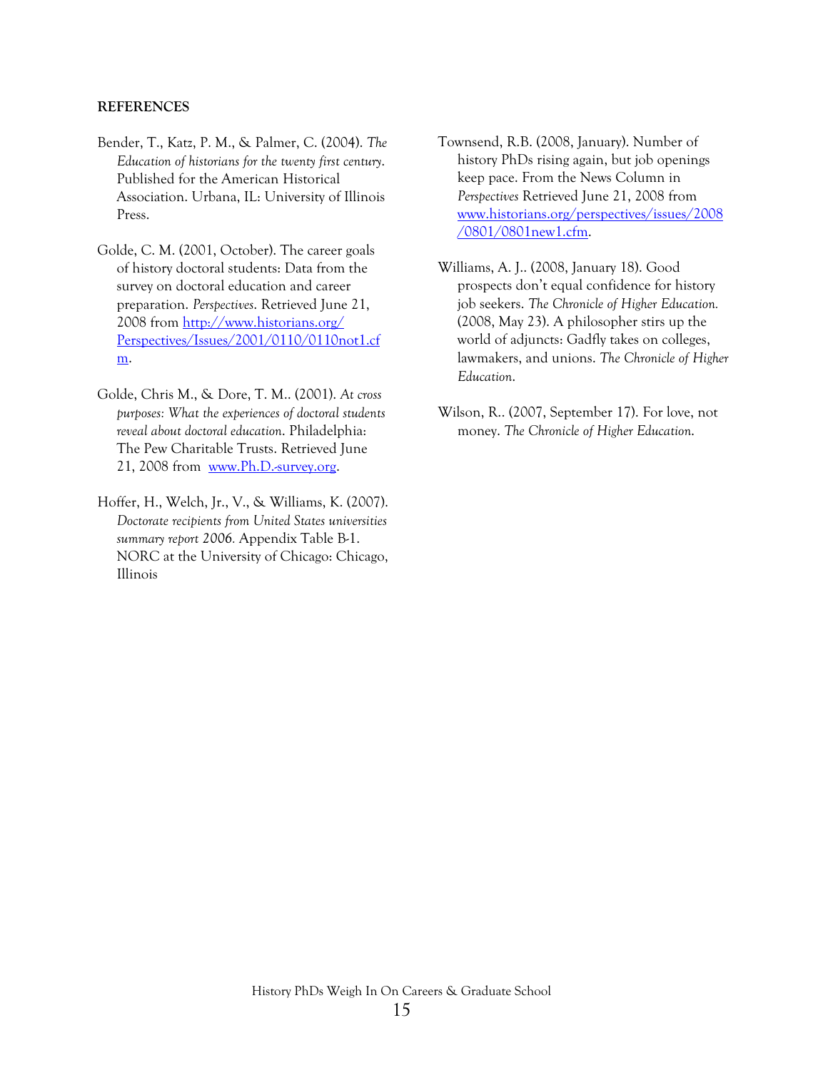**REFERENCES**

Bender, T., Katz, P. M., & Palmer, C. (2004). *The Education of historians for the twenty first century*. Published for the American Historical Association. Urbana, IL: University of Illinois Press.

Golde, C. M. (2001, October). The career goals of history doctoral students: Data from the survey on doctoral education and career preparation. *Perspectives*. Retrieved June 21, 2008 from [http://www.historians.org/Perspectives/Issues/2001/0110/0110not1.cfm](http://www.historians.org/Perspectives/Issues/2001/0110/0110not1.cfm).

Golde, Chris M., & Dore, T. M.. (2001). *At cross purposes: What the experiences of doctoral students reveal about doctoral education*. Philadelphia: The Pew Charitable Trusts. Retrieved June 21, 2008 from [www.Ph.D.-survey.org](www.Ph.D.-survey.org).

Hoffer, H., Welch, Jr., V., & Williams, K. (2007). *Doctorate recipients from United States universities summary report 2006.* Appendix Table B-1. NORC at the University of Chicago: Chicago, Illinois

Townsend, R.B. (2008, January). Number of history PhDs rising again, but job openings keep pace. From the News Column in *Perspectives* Retrieved June 21, 2008 from [www.historians.org/perspectives/issues/2008/0801/0801new1.cfm](www.historians.org/perspectives/issues/2008/0801/0801new1.cfm).

Williams, A. J.. (2008, January 18). Good prospects don't equal confidence for history job seekers. *The Chronicle of Higher Education.* (2008, May 23). A philosopher stirs up the world of adjuncts: Gadfly takes on colleges, lawmakers, and unions. *The Chronicle of Higher Education*.

Wilson, R.. (2007, September 17). For love, not money. *The Chronicle of Higher Education*.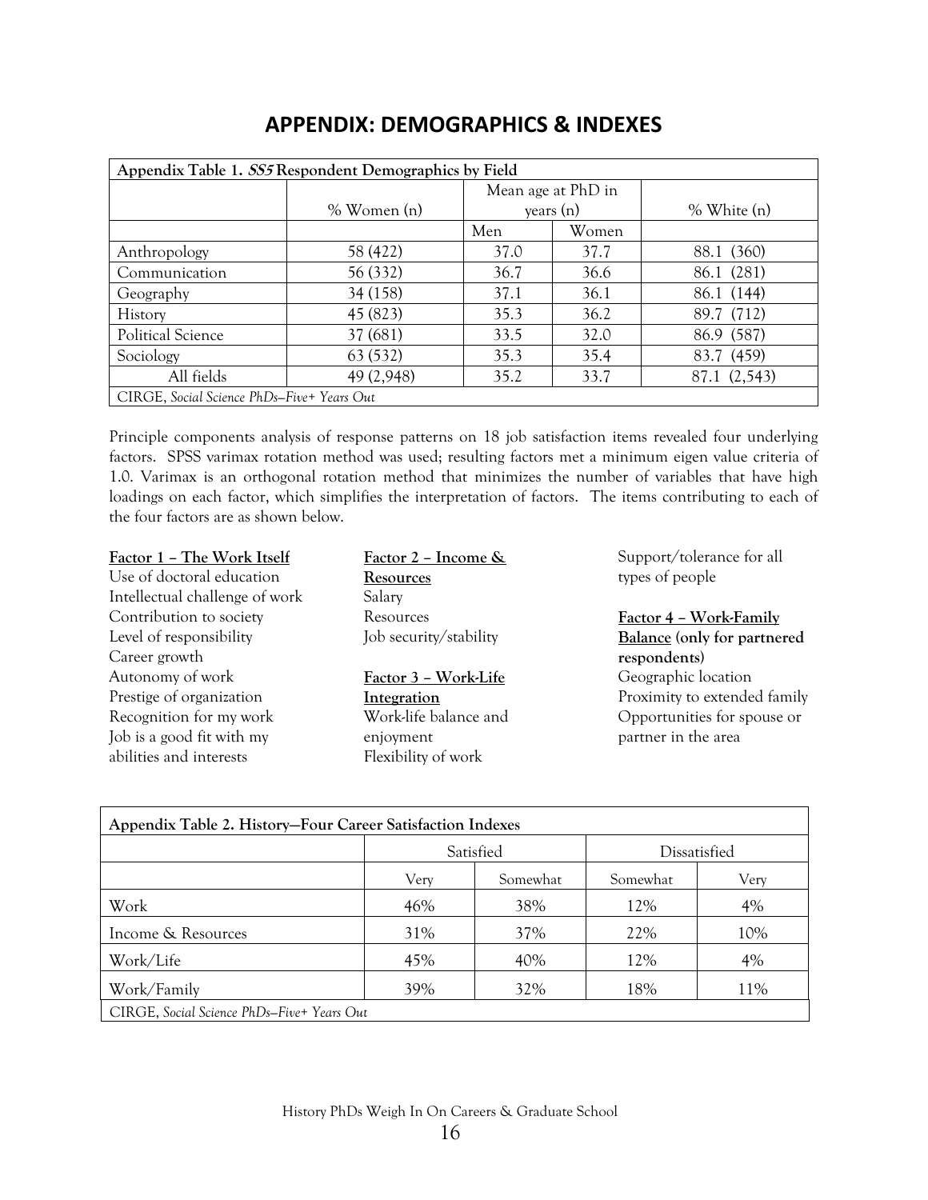# APPENDIX: DEMOGRAPHICS & INDEXES

| Appendix Table 1. *SS5* Respondent Demographics by Field | | | | |
|---|---|---|---|---|
| | % Women (n) | Mean age at PhD in years (n) | | % White (n) |
| | | Men | Women | |
| Anthropology | 58 (422) | 37.0 | 37.7 | 88.1 (360) |
| Communication | 56 (332) | 36.7 | 36.6 | 86.1 (281) |
| Geography | 34 (158) | 37.1 | 36.1 | 86.1 (144) |
| History | 45 (823) | 35.3 | 36.2 | 89.7 (712) |
| Political Science | 37 (681) | 33.5 | 32.0 | 86.9 (587) |
| Sociology | 63 (532) | 35.3 | 35.4 | 83.7 (459) |
| All fields | 49 (2,948) | 35.2 | 33.7 | 87.1 (2,543) |

CIRGE, *Social Science PhDs—Five+ Years Out*

Principle components analysis of response patterns on 18 job satisfaction items revealed four underlying factors. SPSS varimax rotation method was used; resulting factors met a minimum eigen value criteria of 1.0. Varimax is an orthogonal rotation method that minimizes the number of variables that have high loadings on each factor, which simplifies the interpretation of factors. The items contributing to each of the four factors are as shown below.

**Factor 1 – The Work Itself**
Use of doctoral education
Intellectual challenge of work
Contribution to society
Level of responsibility
Career growth
Autonomy of work
Prestige of organization
Recognition for my work
Job is a good fit with my abilities and interests

**Factor 2 – Income & Resources**
Salary
Resources
Job security/stability

**Factor 3 – Work-Life Integration**
Work-life balance and enjoyment
Flexibility of work
Support/tolerance for all types of people

**Factor 4 – Work-Family Balance (only for partnered respondents)**
Geographic location
Proximity to extended family
Opportunities for spouse or partner in the area

| Appendix Table 2. History—Four Career Satisfaction Indexes | | | | |
|---|---|---|---|---|
| | Satisfied | | Dissatisfied | |
| | Very | Somewhat | Somewhat | Very |
| Work | 46% | 38% | 12% | 4% |
| Income & Resources | 31% | 37% | 22% | 10% |
| Work/Life | 45% | 40% | 12% | 4% |
| Work/Family | 39% | 32% | 18% | 11% |

CIRGE, *Social Science PhDs—Five+ Years Out*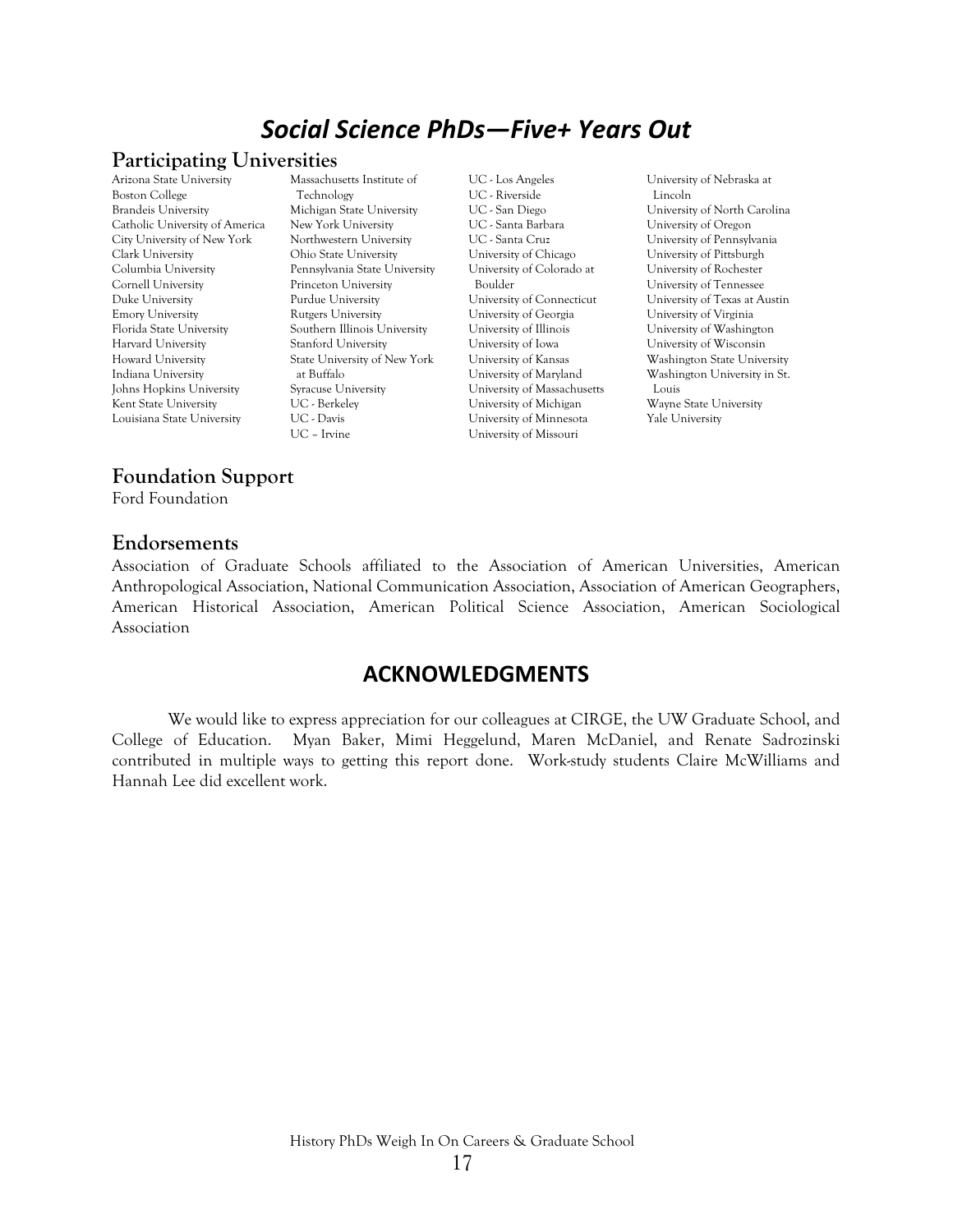# *Social Science PhDs—Five+ Years Out*

## Participating Universities

Arizona State University
Boston College
Brandeis University
Catholic University of America
City University of New York
Clark University
Columbia University
Cornell University
Duke University
Emory University
Florida State University
Harvard University
Howard University
Indiana University
Johns Hopkins University
Kent State University
Louisiana State University
Massachusetts Institute of Technology
Michigan State University
New York University
Northwestern University
Ohio State University
Pennsylvania State University
Princeton University
Purdue University
Rutgers University
Southern Illinois University
Stanford University
State University of New York at Buffalo
Syracuse University
UC - Berkeley
UC - Davis
UC – Irvine
UC - Los Angeles
UC - Riverside
UC - San Diego
UC - Santa Barbara
UC - Santa Cruz
University of Chicago
University of Colorado at Boulder
University of Connecticut
University of Georgia
University of Illinois
University of Iowa
University of Kansas
University of Maryland
University of Massachusetts
University of Michigan
University of Minnesota
University of Missouri
University of Nebraska at Lincoln
University of North Carolina
University of Oregon
University of Pennsylvania
University of Pittsburgh
University of Rochester
University of Tennessee
University of Texas at Austin
University of Virginia
University of Washington
University of Wisconsin
Washington State University
Washington University in St. Louis
Wayne State University
Yale University

## Foundation Support

Ford Foundation

## Endorsements

Association of Graduate Schools affiliated to the Association of American Universities, American Anthropological Association, National Communication Association, Association of American Geographers, American Historical Association, American Political Science Association, American Sociological Association

## ACKNOWLEDGMENTS

We would like to express appreciation for our colleagues at CIRGE, the UW Graduate School, and College of Education. Myan Baker, Mimi Heggelund, Maren McDaniel, and Renate Sadrozinski contributed in multiple ways to getting this report done. Work-study students Claire McWilliams and Hannah Lee did excellent work.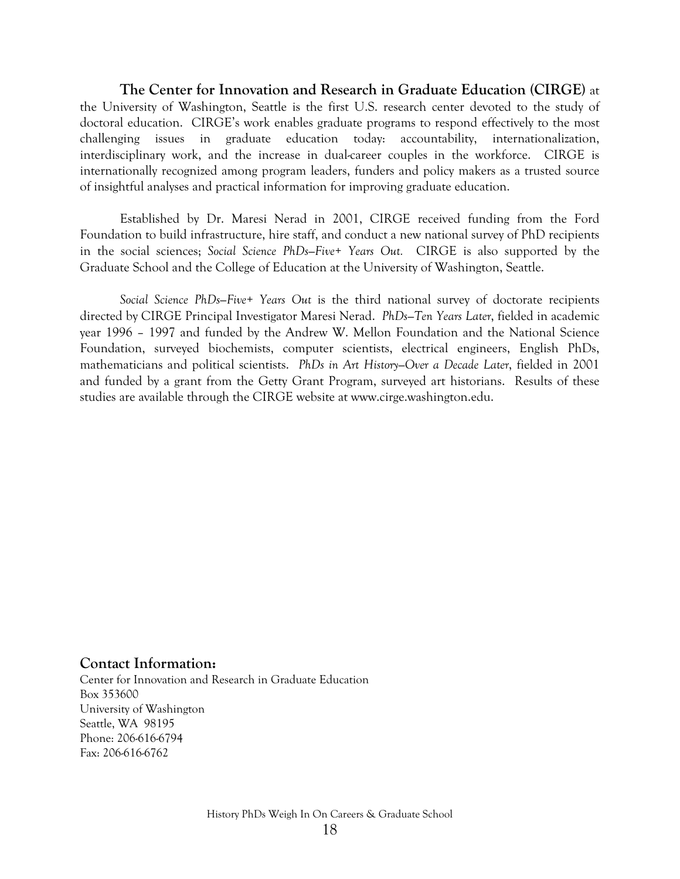**The Center for Innovation and Research in Graduate Education (CIRGE)** at the University of Washington, Seattle is the first U.S. research center devoted to the study of doctoral education. CIRGE's work enables graduate programs to respond effectively to the most challenging issues in graduate education today: accountability, internationalization, interdisciplinary work, and the increase in dual-career couples in the workforce. CIRGE is internationally recognized among program leaders, funders and policy makers as a trusted source of insightful analyses and practical information for improving graduate education.

Established by Dr. Maresi Nerad in 2001, CIRGE received funding from the Ford Foundation to build infrastructure, hire staff, and conduct a new national survey of PhD recipients in the social sciences; *Social Science PhDs—Five+ Years Out.* CIRGE is also supported by the Graduate School and the College of Education at the University of Washington, Seattle.

*Social Science PhDs—Five+ Years Out* is the third national survey of doctorate recipients directed by CIRGE Principal Investigator Maresi Nerad. *PhDs—Ten Years Later*, fielded in academic year 1996 – 1997 and funded by the Andrew W. Mellon Foundation and the National Science Foundation, surveyed biochemists, computer scientists, electrical engineers, English PhDs, mathematicians and political scientists. *PhDs in Art History—Over a Decade Later*, fielded in 2001 and funded by a grant from the Getty Grant Program, surveyed art historians. Results of these studies are available through the CIRGE website at www.cirge.washington.edu.

## Contact Information:

Center for Innovation and Research in Graduate Education
Box 353600
University of Washington
Seattle, WA 98195
Phone: 206-616-6794
Fax: 206-616-6762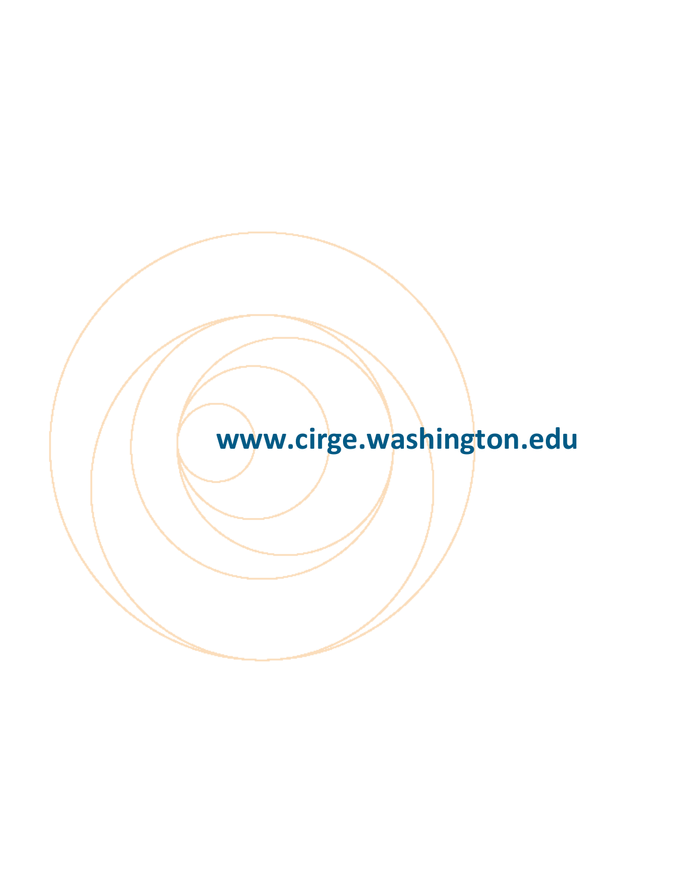**www.cirge.washington.edu**